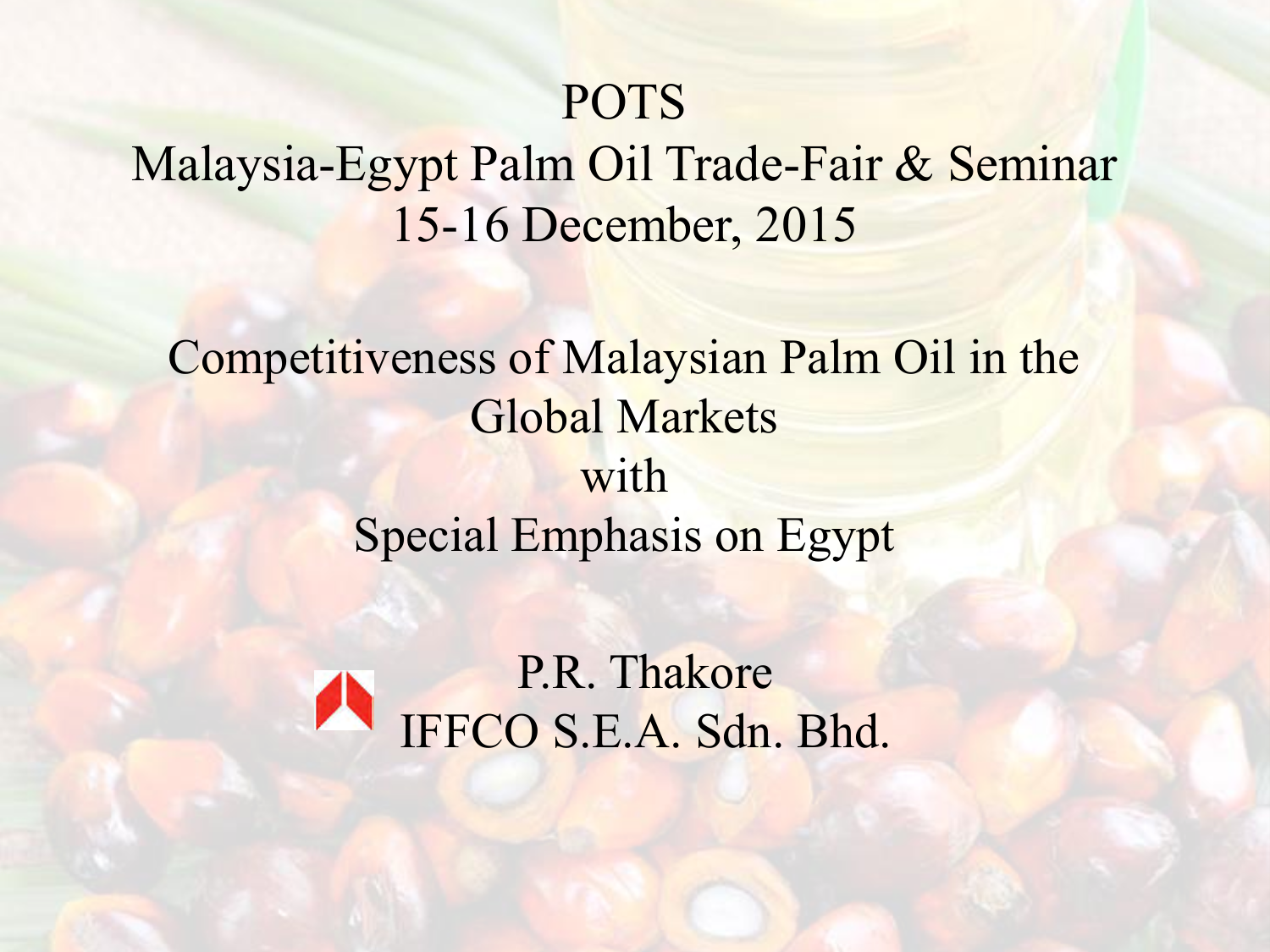POTS

Malaysia-Egypt Palm Oil Trade-Fair & Seminar

15-16 December, 2015

# Competitiveness of Malaysian Palm Oil in the Global Markets with Special Emphasis on Egypt

P.R. Thakore

IFFCO S.E.A. Sdn. Bhd.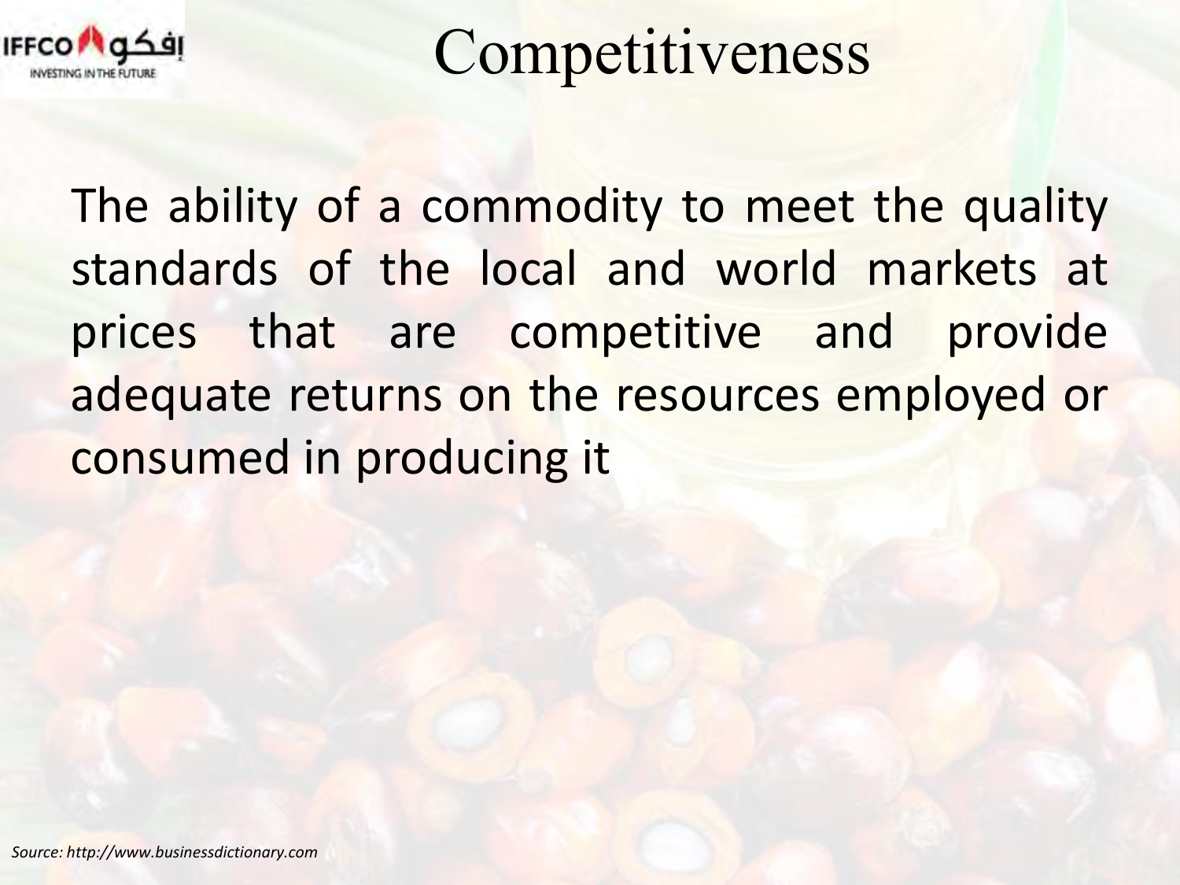# Competitiveness

The ability of a commodity to meet the quality standards of the local and world markets at prices that are competitive and provide adequate returns on the resources employed or consumed in producing it

*Source: http://www.businessdictionary.com*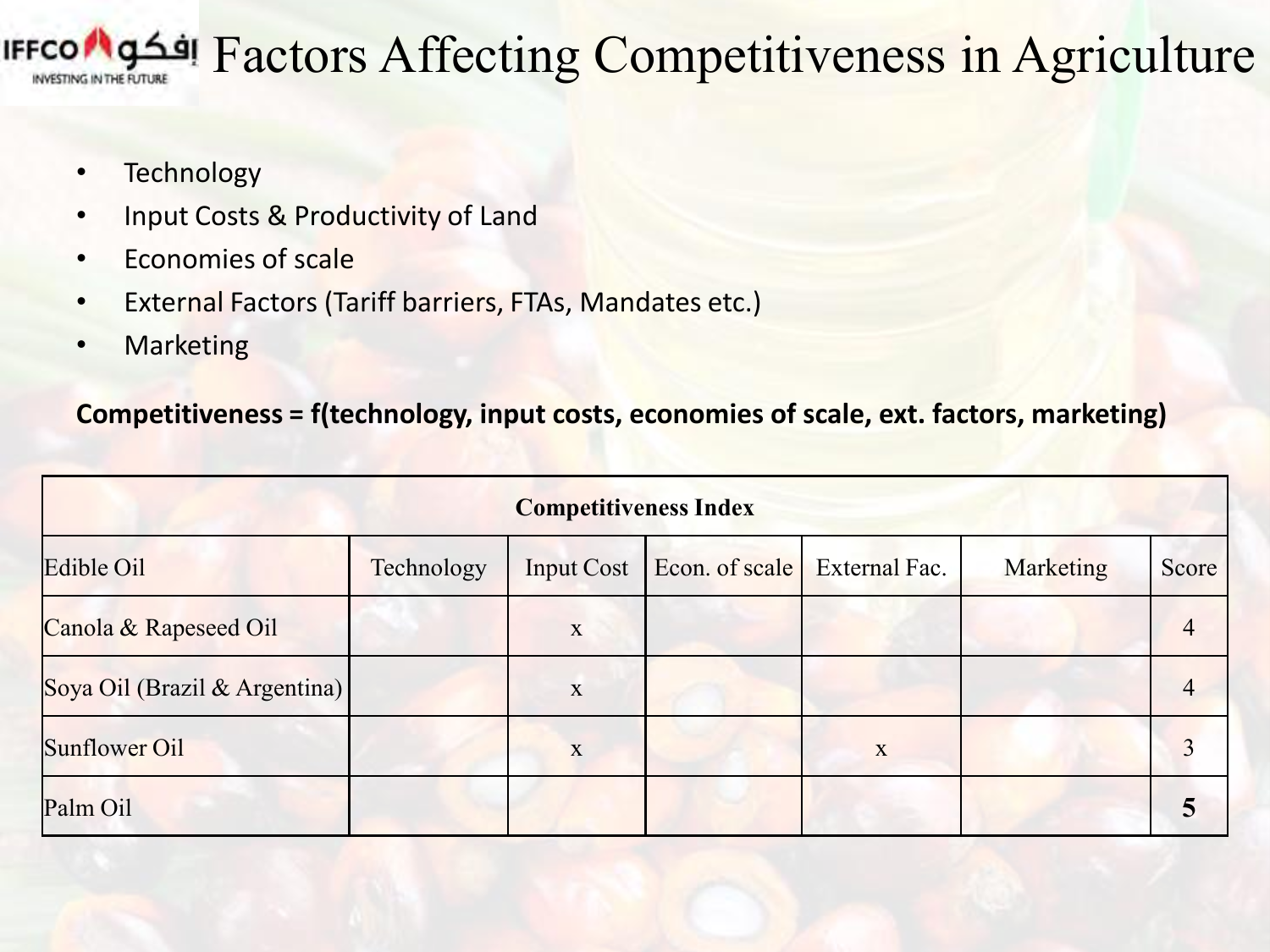# Factors Affecting Competitiveness in Agriculture

- Technology
- Input Costs & Productivity of Land
- Economies of scale
- External Factors (Tariff barriers, FTAs, Mandates etc.)
- Marketing

**Competitiveness = f(technology, input costs, economies of scale, ext. factors, marketing)**

| Competitiveness Index | | | | | | |
|---|---|---|---|---|---|---|
| Edible Oil | Technology | Input Cost | Econ. of scale | External Fac. | Marketing | Score |
| Canola & Rapeseed Oil | | x | | | | 4 |
| Soya Oil (Brazil & Argentina) | | x | | | | 4 |
| Sunflower Oil | | x | | x | | 3 |
| Palm Oil | | | | | | **5** |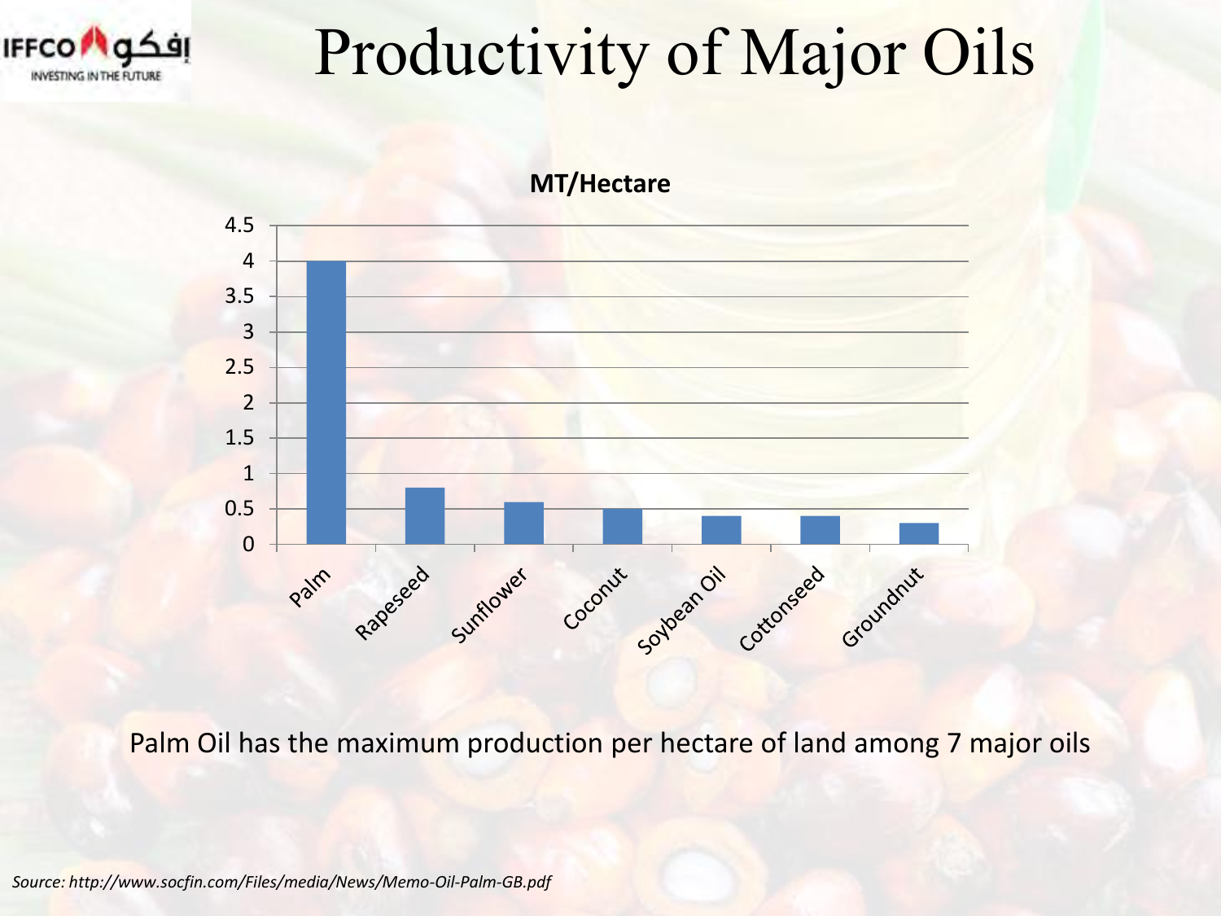# Productivity of Major Oils

**MT/Hectare**

| Oil | MT/Hectare |
|---|---|
| Palm | 4 |
| Rapeseed | 0.8 |
| Sunflower | 0.6 |
| Coconut | 0.5 |
| Soybean Oil | 0.4 |
| Cottonseed | 0.4 |
| Groundnut | 0.3 |

Palm Oil has the maximum production per hectare of land among 7 major oils

*Source: http://www.socfin.com/Files/media/News/Memo-Oil-Palm-GB.pdf*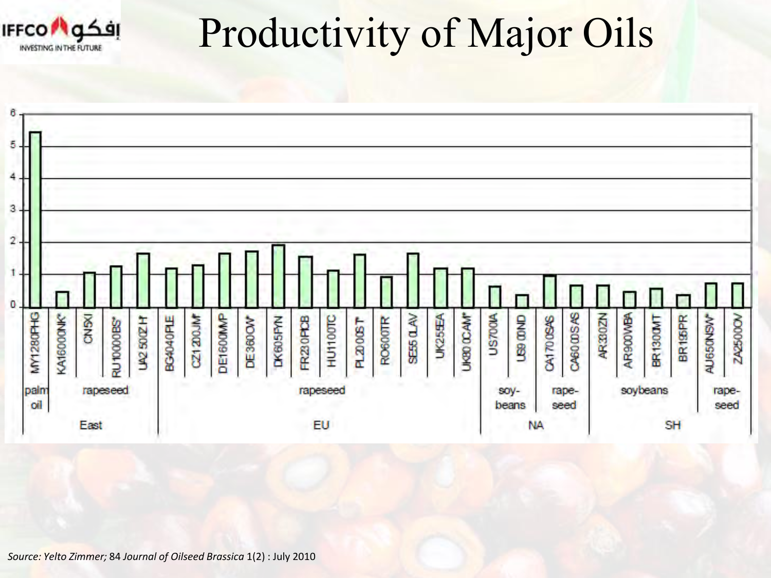# Productivity of Major Oils

*Source: Yelto Zimmer;* 84 *Journal of Oilseed Brassica* 1(2) : July 2010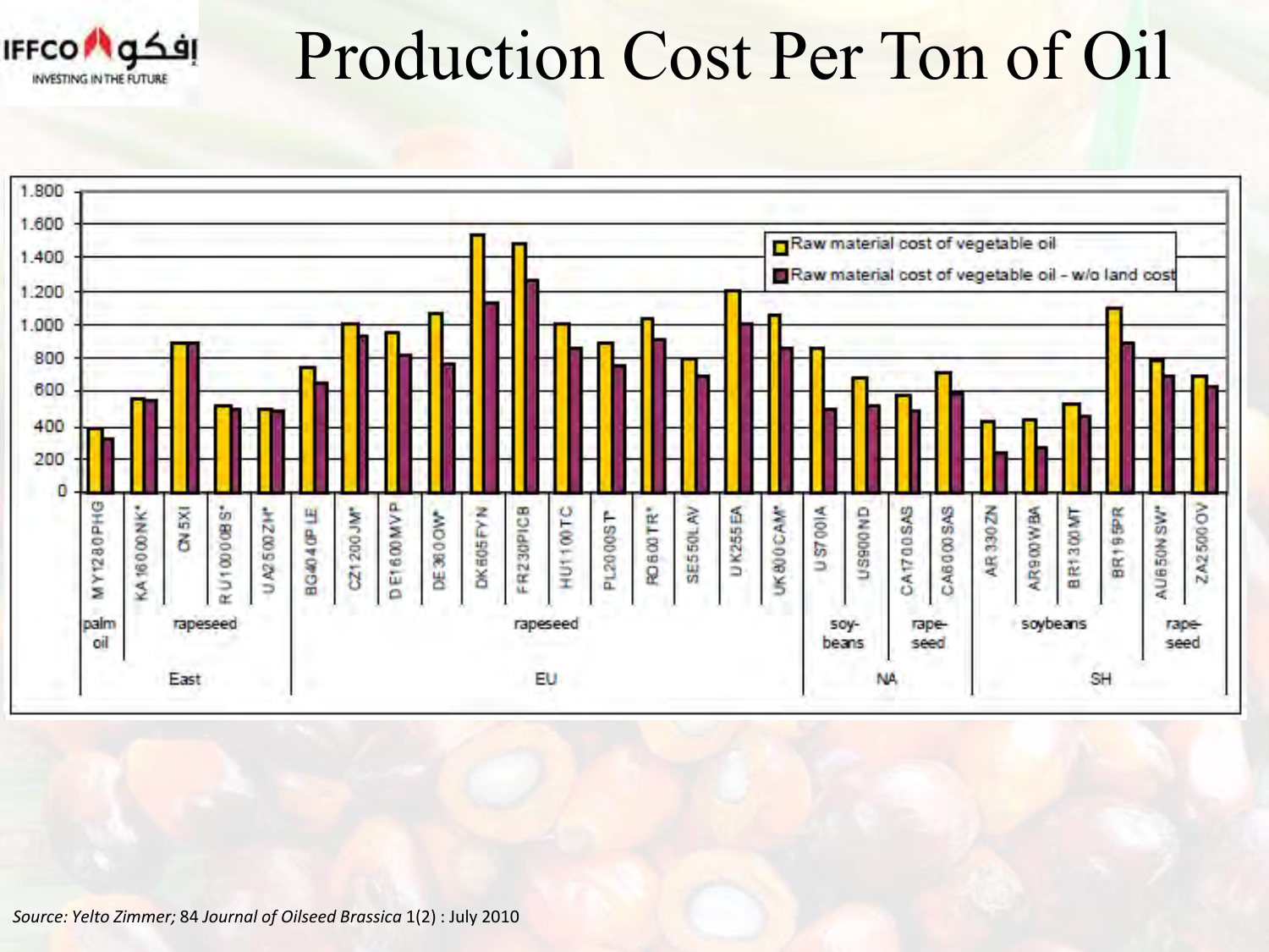# Production Cost Per Ton of Oil

| Region | Crop | Farm | Raw material cost of vegetable oil | Raw material cost of vegetable oil - w/o land cost |
|---|---|---|---|---|
| East | palm oil | MY1280PHG | 380 | 320 |
| East | rapeseed | KA16000NK* | 560 | 550 |
| East | rapeseed | CN5XI | 890 | 890 |
| East | rapeseed | RU10000BS* | 520 | 500 |
| East | rapeseed | UA2500ZH* | 500 | 490 |
| EU | rapeseed | BG4040PLE | 740 | 650 |
| EU | rapeseed | CZ1200JM* | 1.000 | 930 |
| EU | rapeseed | DE1600MVP | 950 | 820 |
| EU | rapeseed | DE380OW* | 1.070 | 760 |
| EU | rapeseed | DK605FYN | 1.530 | 1.130 |
| EU | rapeseed | FR230PICB | 1.480 | 1.260 |
| EU | rapeseed | HU1100TC | 1.000 | 860 |
| EU | rapeseed | PL2000ST | 890 | 760 |
| EU | rapeseed | RO600TR* | 1.040 | 910 |
| EU | rapeseed | SE550LAV | 790 | 690 |
| EU | rapeseed | UK255EA | 1.200 | 1.000 |
| EU | rapeseed | UK800CAM* | 1.060 | 860 |
| NA | soybeans | US700IA | 860 | 500 |
| NA | soybeans | US900ND | 680 | 520 |
| NA | rapeseed | CA1700SAS | 580 | 490 |
| NA | rapeseed | CA6000SAS | 710 | 600 |
| SH | soybeans | AR330ZN | 430 | 240 |
| SH | soybeans | AR900WBA | 440 | 270 |
| SH | soybeans | BR1300MT | 530 | 460 |
| SH | soybeans | BR195PR | 1.100 | 890 |
| SH | rapeseed | AU650NSW* | 790 | 690 |
| SH | rapeseed | ZA2500OV | 690 | 630 |

*Source: Yelto Zimmer;* 84 *Journal of Oilseed Brassica* 1(2) : July 2010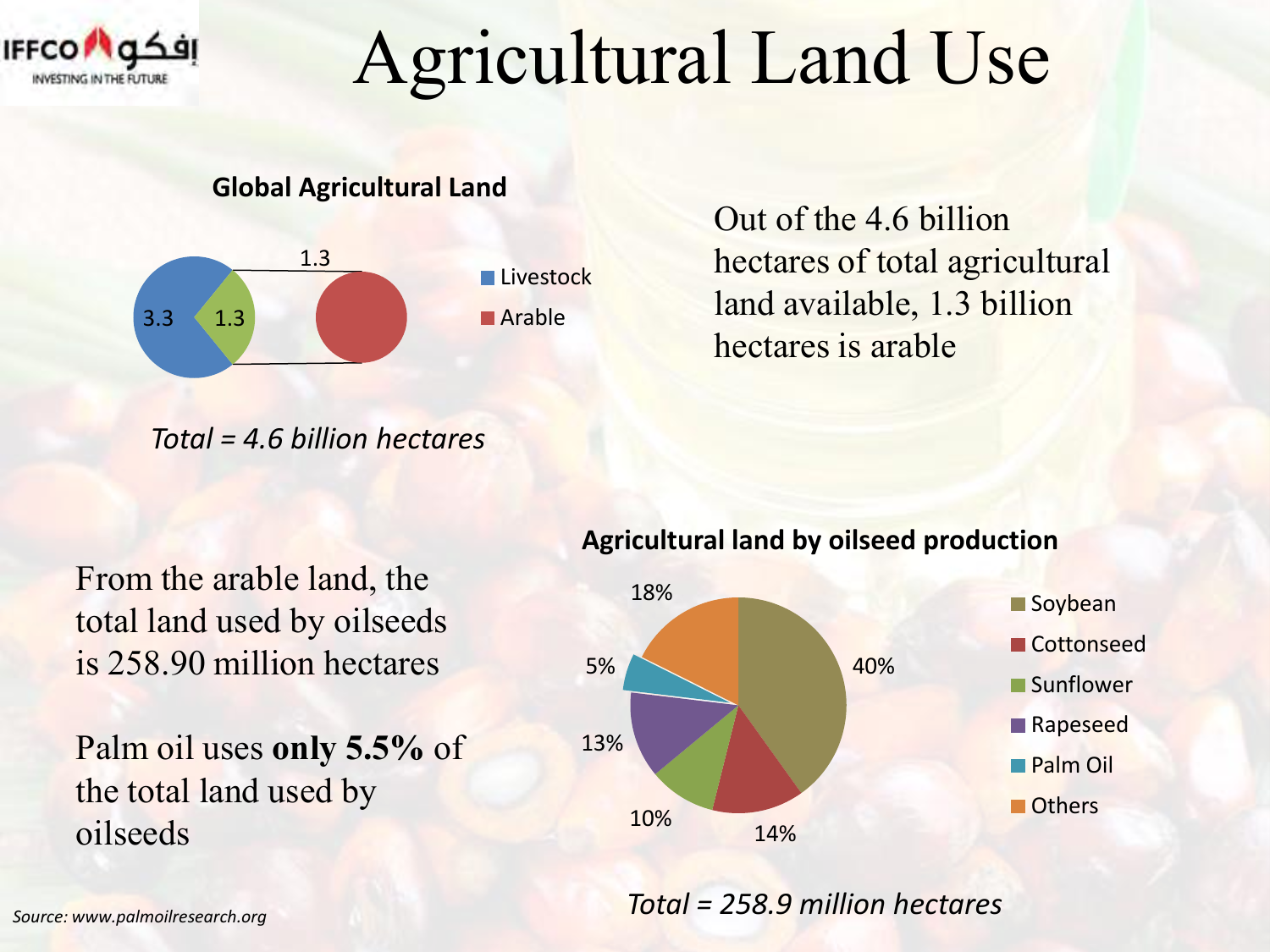# Agricultural Land Use

**Global Agricultural Land**

| Category | Billion hectares |
| --- | --- |
| Livestock | 3.3 |
| Arable | 1.3 |

*Total = 4.6 billion hectares*

Out of the 4.6 billion hectares of total agricultural land available, 1.3 billion hectares is arable

From the arable land, the total land used by oilseeds is 258.90 million hectares

Palm oil uses **only 5.5%** of the total land used by oilseeds

**Agricultural land by oilseed production**

| Oilseed | Share |
| --- | --- |
| Soybean | 40% |
| Cottonseed | 14% |
| Sunflower | 10% |
| Rapeseed | 13% |
| Palm Oil | 5% |
| Others | 18% |

*Total = 258.9 million hectares*

*Source: www.palmoilresearch.org*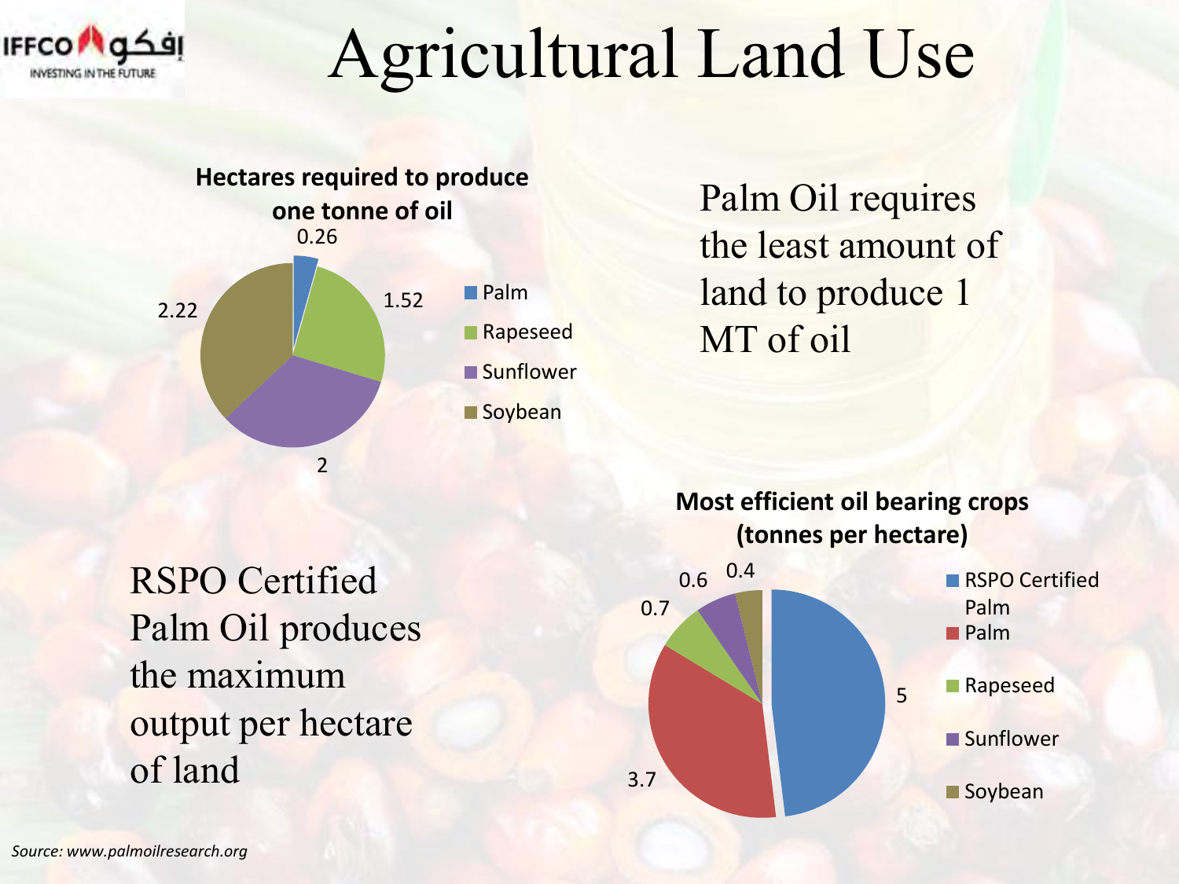# Agricultural Land Use

**Hectares required to produce one tonne of oil**

| Crop | Hectares |
| --- | --- |
| Palm | 0.26 |
| Rapeseed | 1.52 |
| Sunflower | 2 |
| Soybean | 2.22 |

Palm Oil requires the least amount of land to produce 1 MT of oil

**Most efficient oil bearing crops (tonnes per hectare)**

| Crop | Tonnes per hectare |
| --- | --- |
| RSPO Certified Palm | 5 |
| Palm | 3.7 |
| Rapeseed | 0.7 |
| Sunflower | 0.6 |
| Soybean | 0.4 |

RSPO Certified Palm Oil produces the maximum output per hectare of land

*Source: www.palmoilresearch.org*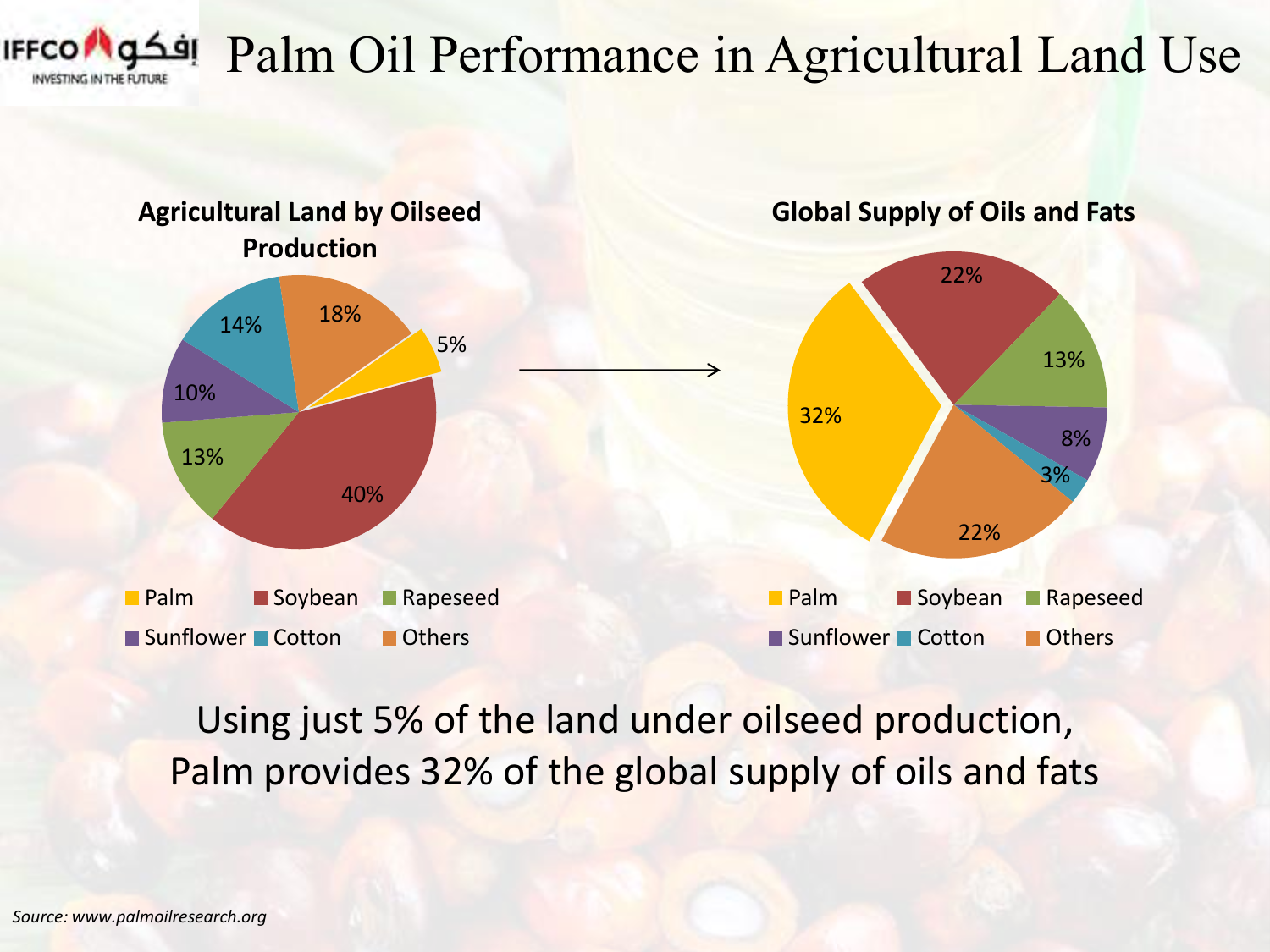# Palm Oil Performance in Agricultural Land Use

**Agricultural Land by Oilseed Production**

| Oilseed | Share of Land |
|---|---|
| Palm | 5% |
| Soybean | 40% |
| Rapeseed | 13% |
| Sunflower | 10% |
| Cotton | 14% |
| Others | 18% |

**Global Supply of Oils and Fats**

| Oilseed | Share of Supply |
|---|---|
| Palm | 32% |
| Soybean | 22% |
| Rapeseed | 13% |
| Sunflower | 8% |
| Cotton | 3% |
| Others | 22% |

Using just 5% of the land under oilseed production, Palm provides 32% of the global supply of oils and fats

*Source: www.palmoilresearch.org*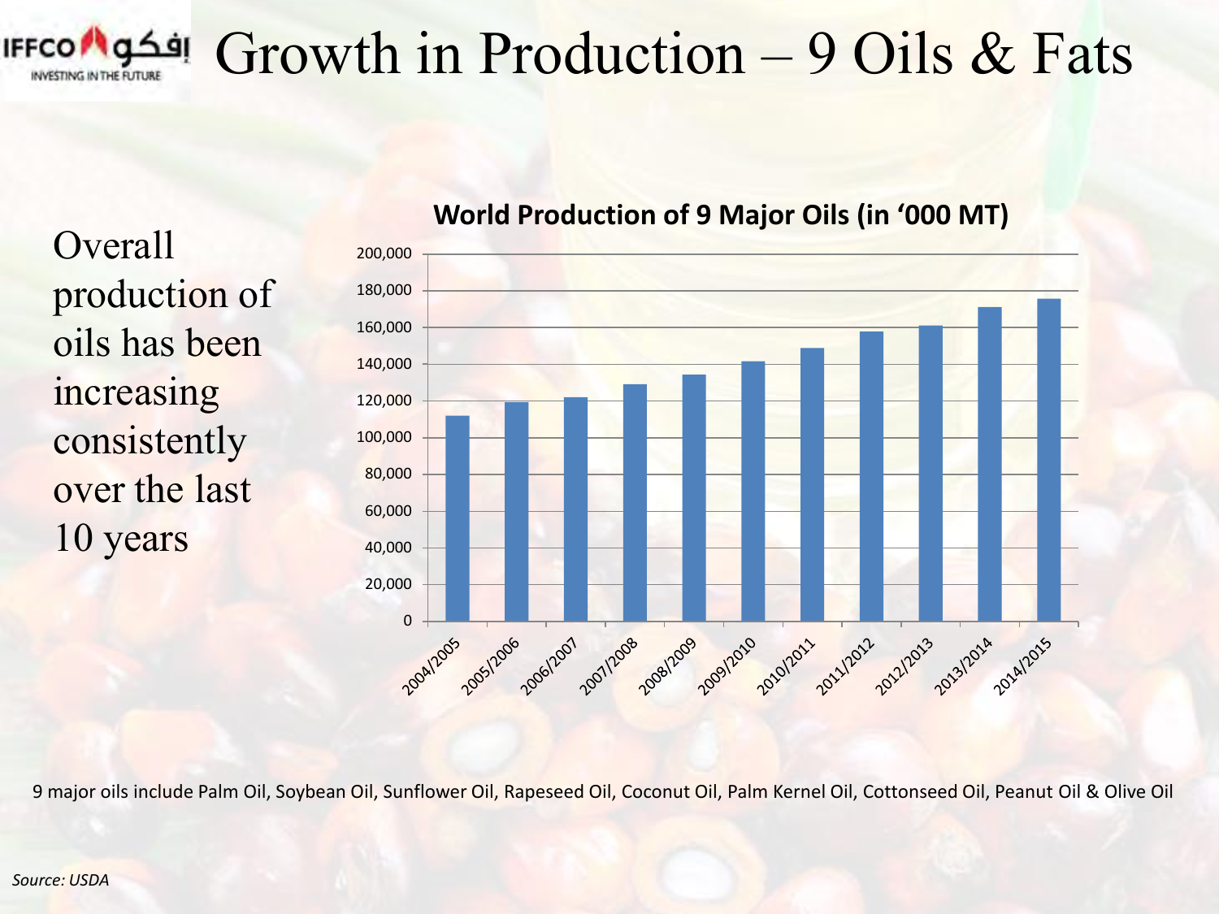# Growth in Production – 9 Oils & Fats

Overall production of oils has been increasing consistently over the last 10 years

**World Production of 9 Major Oils (in '000 MT)**

9 major oils include Palm Oil, Soybean Oil, Sunflower Oil, Rapeseed Oil, Coconut Oil, Palm Kernel Oil, Cottonseed Oil, Peanut Oil & Olive Oil

*Source: USDA*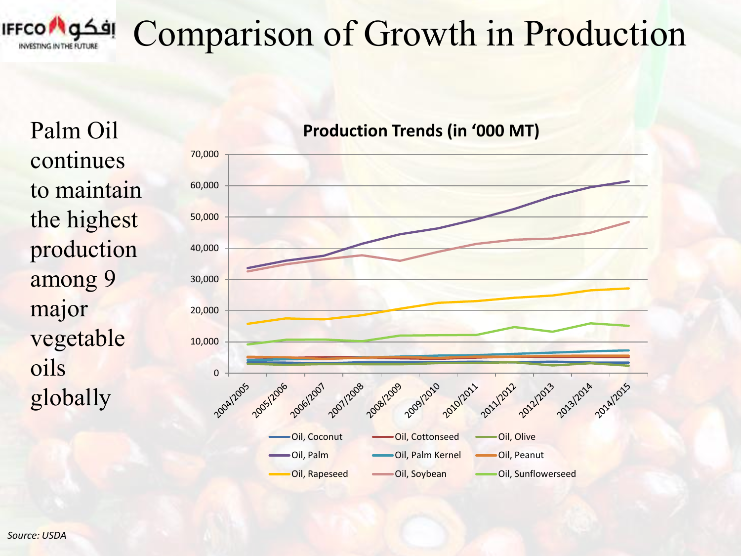# Comparison of Growth in Production

Palm Oil continues to maintain the highest production among 9 major vegetable oils globally

**Production Trends (in '000 MT)**

70,000
60,000
50,000
40,000
30,000
20,000
10,000
0

2004/2005 2005/2006 2006/2007 2007/2008 2008/2009 2009/2010 2010/2011 2011/2012 2012/2013 2013/2014 2014/2015

Oil, Coconut — Oil, Cottonseed — Oil, Olive
Oil, Palm — Oil, Palm Kernel — Oil, Peanut
Oil, Rapeseed — Oil, Soybean — Oil, Sunflowerseed

*Source: USDA*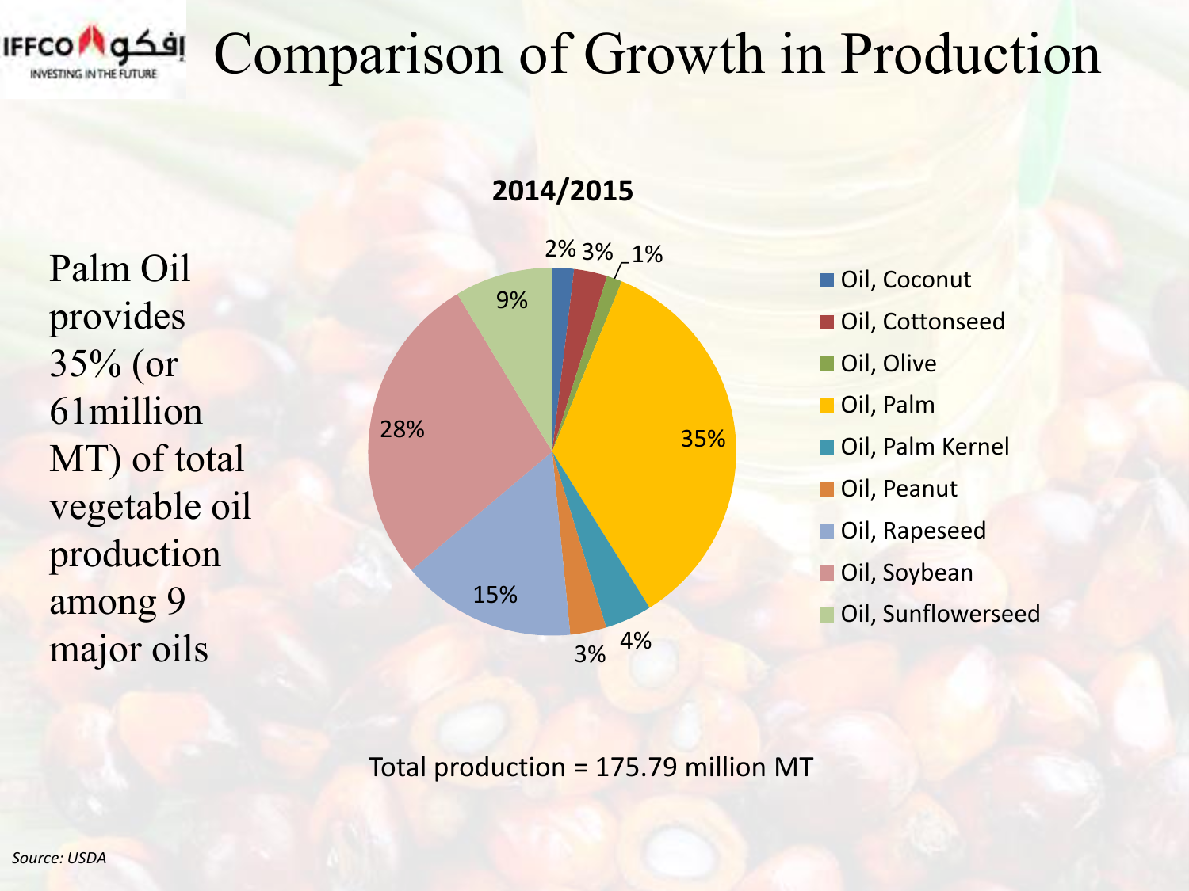# Comparison of Growth in Production

Palm Oil provides 35% (or 61million MT) of total vegetable oil production among 9 major oils

**2014/2015**

| Oil | Share |
|---|---|
| Oil, Coconut | 2% |
| Oil, Cottonseed | 3% |
| Oil, Olive | 1% |
| Oil, Palm | 35% |
| Oil, Palm Kernel | 4% |
| Oil, Peanut | 3% |
| Oil, Rapeseed | 15% |
| Oil, Soybean | 28% |
| Oil, Sunflowerseed | 9% |

Total production = 175.79 million MT

*Source: USDA*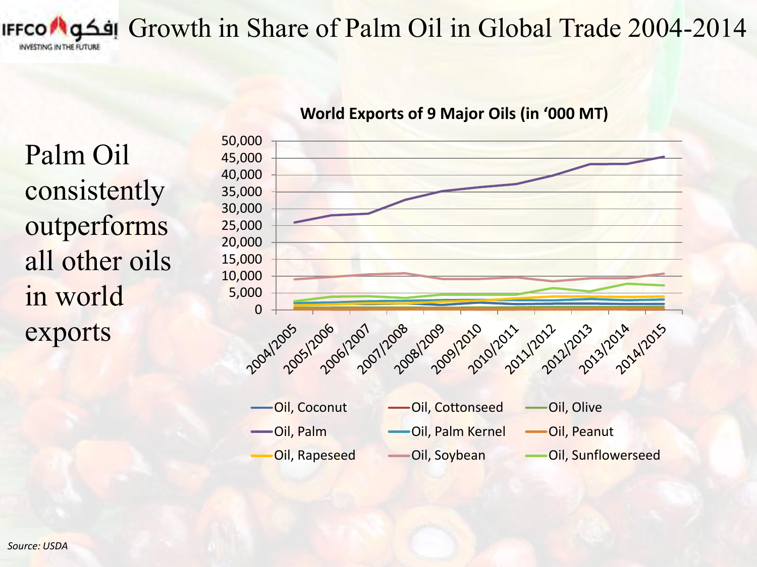# Growth in Share of Palm Oil in Global Trade 2004-2014

Palm Oil consistently outperforms all other oils in world exports

**World Exports of 9 Major Oils (in '000 MT)**

Oil, Coconut | Oil, Cottonseed | Oil, Olive | Oil, Palm | Oil, Palm Kernel | Oil, Peanut | Oil, Rapeseed | Oil, Soybean | Oil, Sunflowerseed

2004/2005, 2005/2006, 2006/2007, 2007/2008, 2008/2009, 2009/2010, 2010/2011, 2011/2012, 2012/2013, 2013/2014, 2014/2015

*Source: USDA*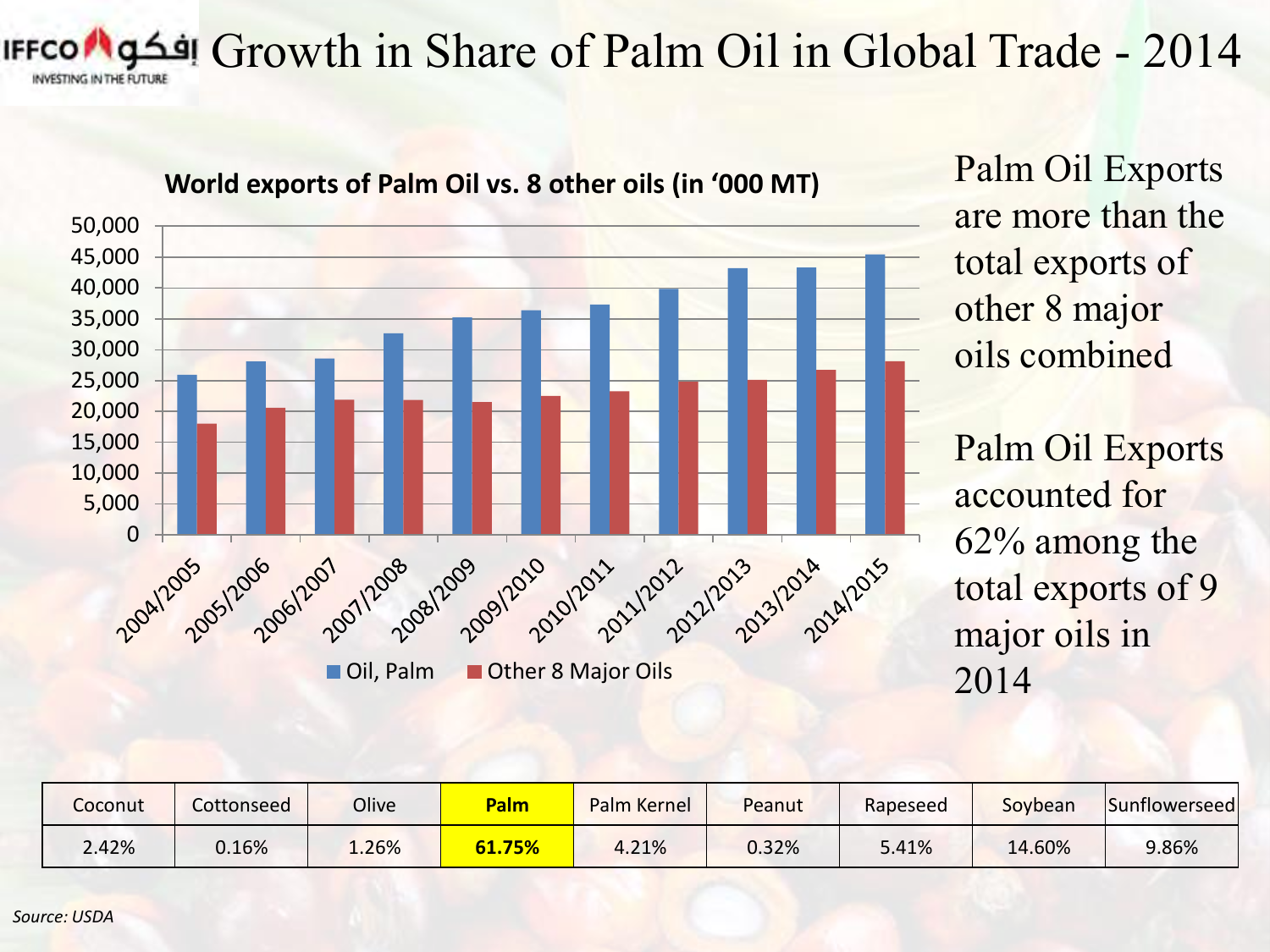# Growth in Share of Palm Oil in Global Trade - 2014

**World exports of Palm Oil vs. 8 other oils (in '000 MT)**

Palm Oil Exports are more than the total exports of other 8 major oils combined

Palm Oil Exports accounted for 62% among the total exports of 9 major oils in 2014

| Coconut | Cottonseed | Olive | **Palm** | Palm Kernel | Peanut | Rapeseed | Soybean | Sunflowerseed |
|---|---|---|---|---|---|---|---|---|
| 2.42% | 0.16% | 1.26% | **61.75%** | 4.21% | 0.32% | 5.41% | 14.60% | 9.86% |

*Source: USDA*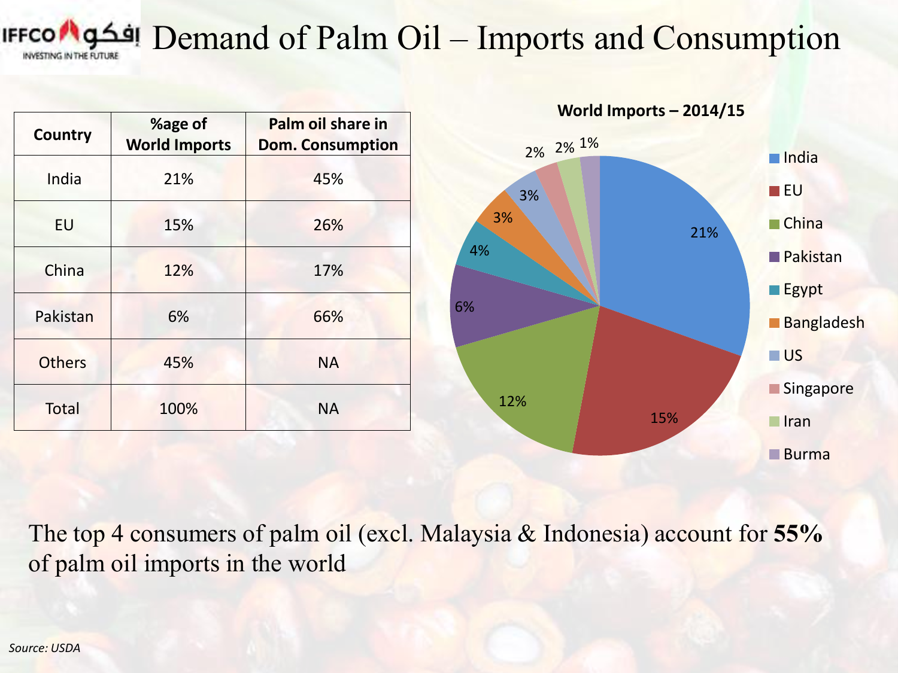# Demand of Palm Oil – Imports and Consumption

| Country | %age of World Imports | Palm oil share in Dom. Consumption |
|---|---|---|
| India | 21% | 45% |
| EU | 15% | 26% |
| China | 12% | 17% |
| Pakistan | 6% | 66% |
| Others | 45% | NA |
| Total | 100% | NA |

**World Imports – 2014/15**

| Country | Share |
|---|---|
| India | 21% |
| EU | 15% |
| China | 12% |
| Pakistan | 6% |
| Egypt | 4% |
| Bangladesh | 3% |
| US | 3% |
| Singapore | 2% |
| Iran | 2% |
| Burma | 1% |

The top 4 consumers of palm oil (excl. Malaysia & Indonesia) account for **55%** of palm oil imports in the world

*Source: USDA*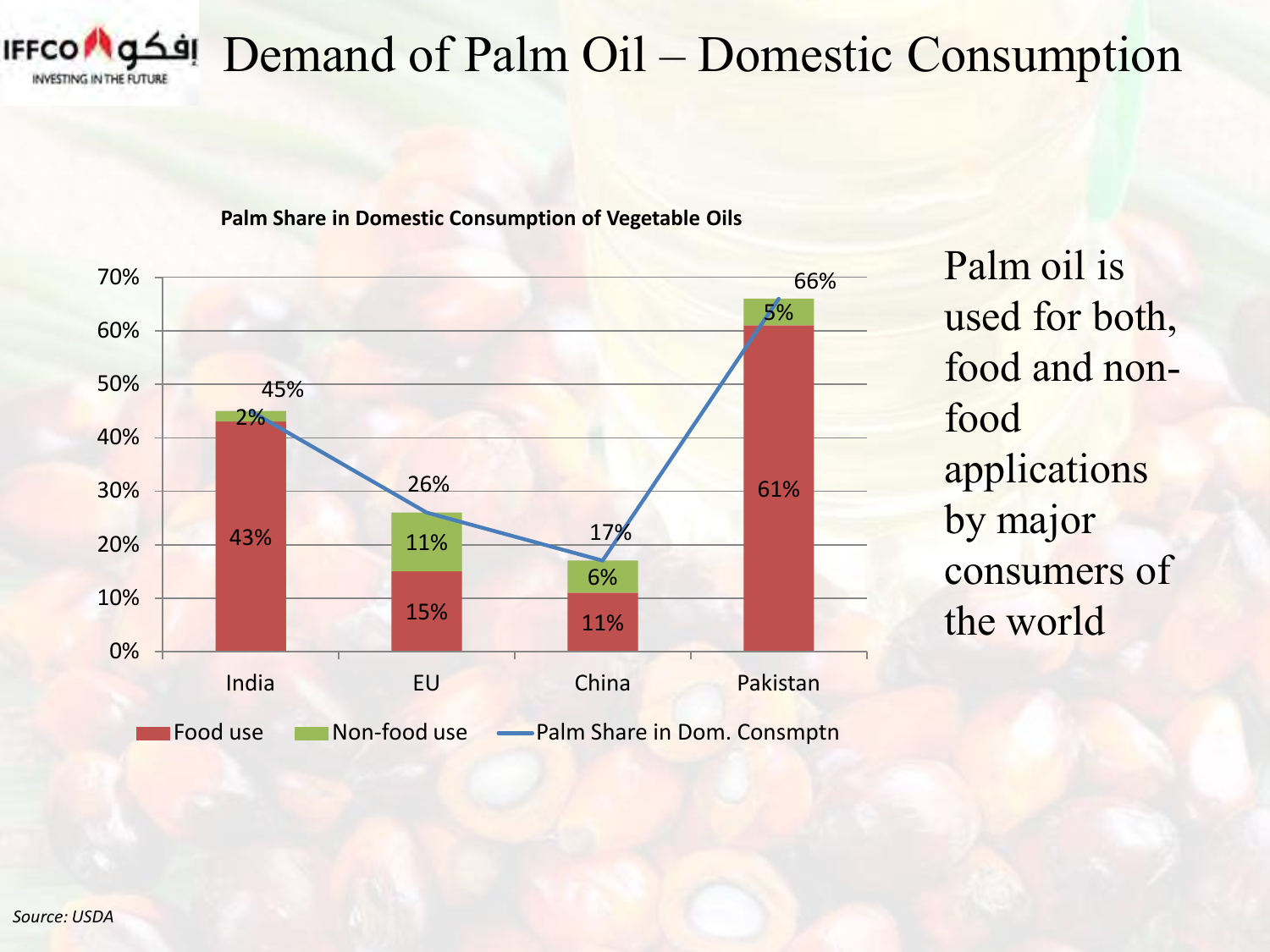# Demand of Palm Oil – Domestic Consumption

**Palm Share in Domestic Consumption of Vegetable Oils**

| | India | EU | China | Pakistan |
|---|---|---|---|---|
| Food use | 43% | 15% | 11% | 61% |
| Non-food use | 2% | 11% | 6% | 5% |
| Palm Share in Dom. Consmptn | 45% | 26% | 17% | 66% |

Palm oil is used for both, food and non-food applications by major consumers of the world

*Source: USDA*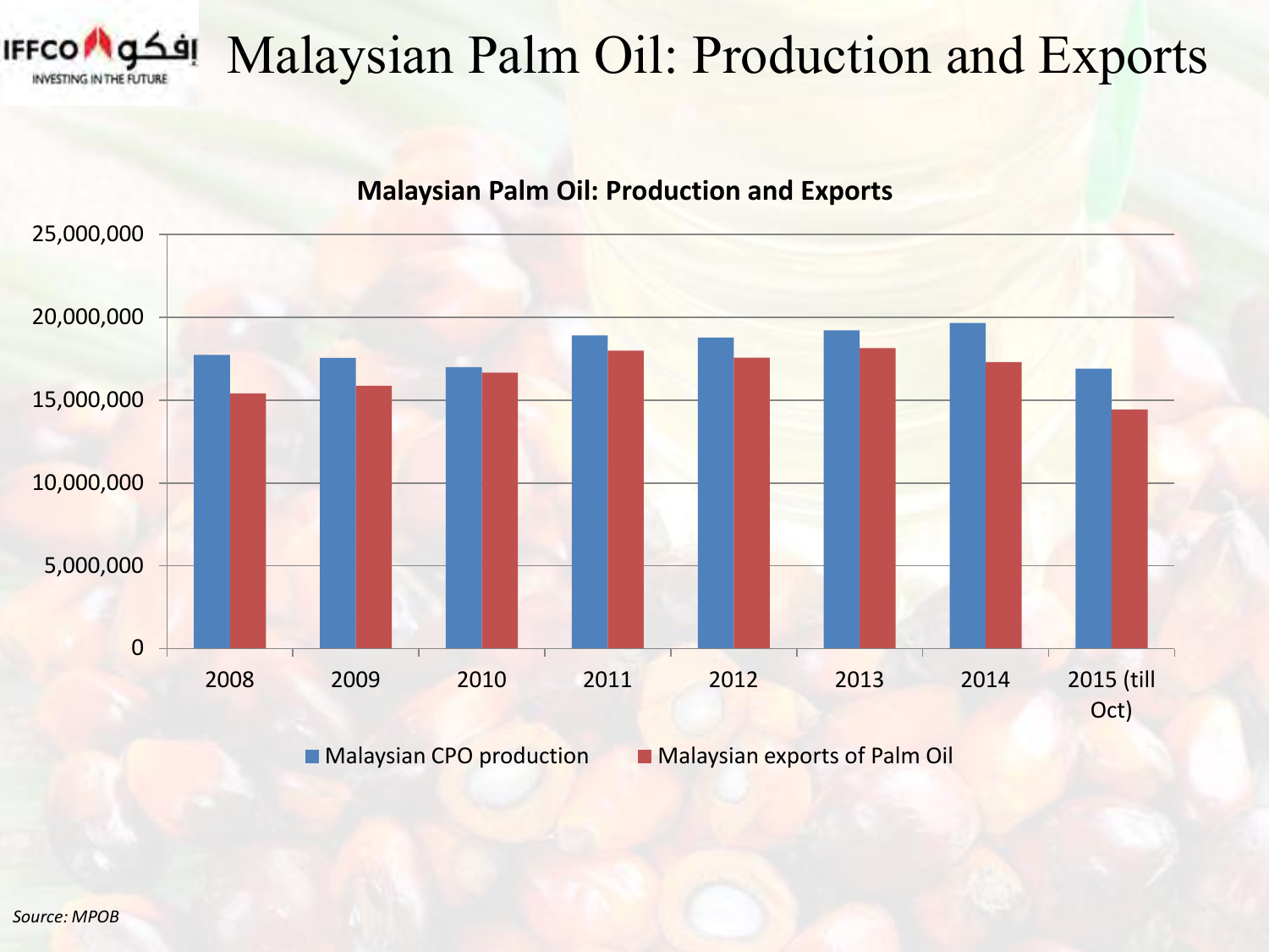# Malaysian Palm Oil: Production and Exports

**Malaysian Palm Oil: Production and Exports**

| Year | Malaysian CPO production | Malaysian exports of Palm Oil |
|---|---|---|
| 2008 | ~17,700,000 | ~15,400,000 |
| 2009 | ~17,500,000 | ~15,900,000 |
| 2010 | ~17,000,000 | ~16,700,000 |
| 2011 | ~18,900,000 | ~18,000,000 |
| 2012 | ~18,800,000 | ~17,600,000 |
| 2013 | ~19,200,000 | ~18,100,000 |
| 2014 | ~19,700,000 | ~17,300,000 |
| 2015 (till Oct) | ~16,900,000 | ~14,400,000 |

*Source: MPOB*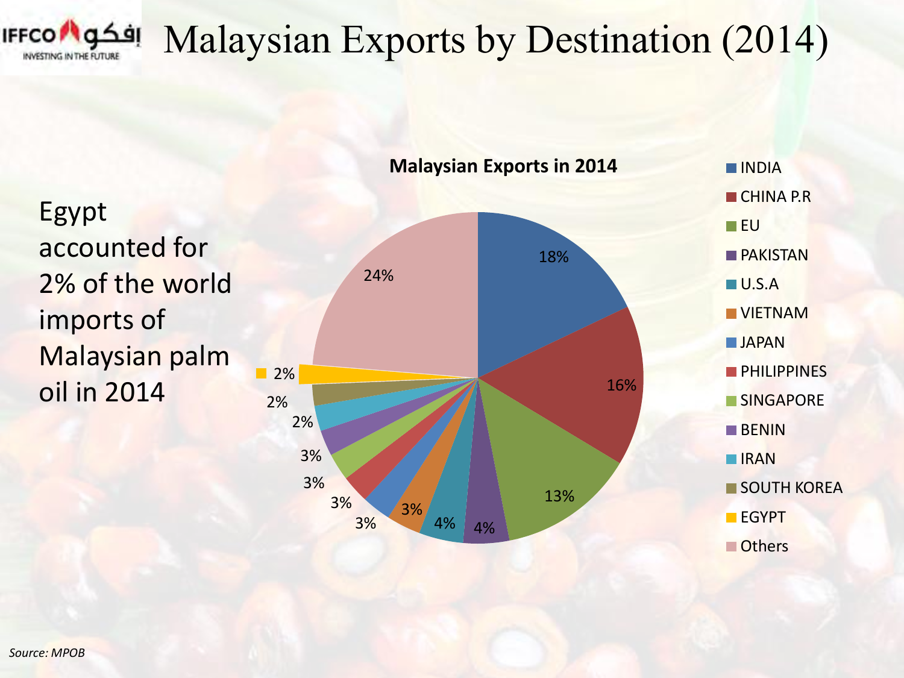# Malaysian Exports by Destination (2014)

Egypt accounted for 2% of the world imports of Malaysian palm oil in 2014

**Malaysian Exports in 2014**

| Destination | Share |
|---|---|
| INDIA | 18% |
| CHINA P.R | 16% |
| EU | 13% |
| PAKISTAN | 4% |
| U.S.A | 4% |
| VIETNAM | 3% |
| JAPAN | 3% |
| PHILIPPINES | 3% |
| SINGAPORE | 3% |
| BENIN | 3% |
| IRAN | 2% |
| SOUTH KOREA | 2% |
| EGYPT | 2% |
| Others | 24% |

*Source: MPOB*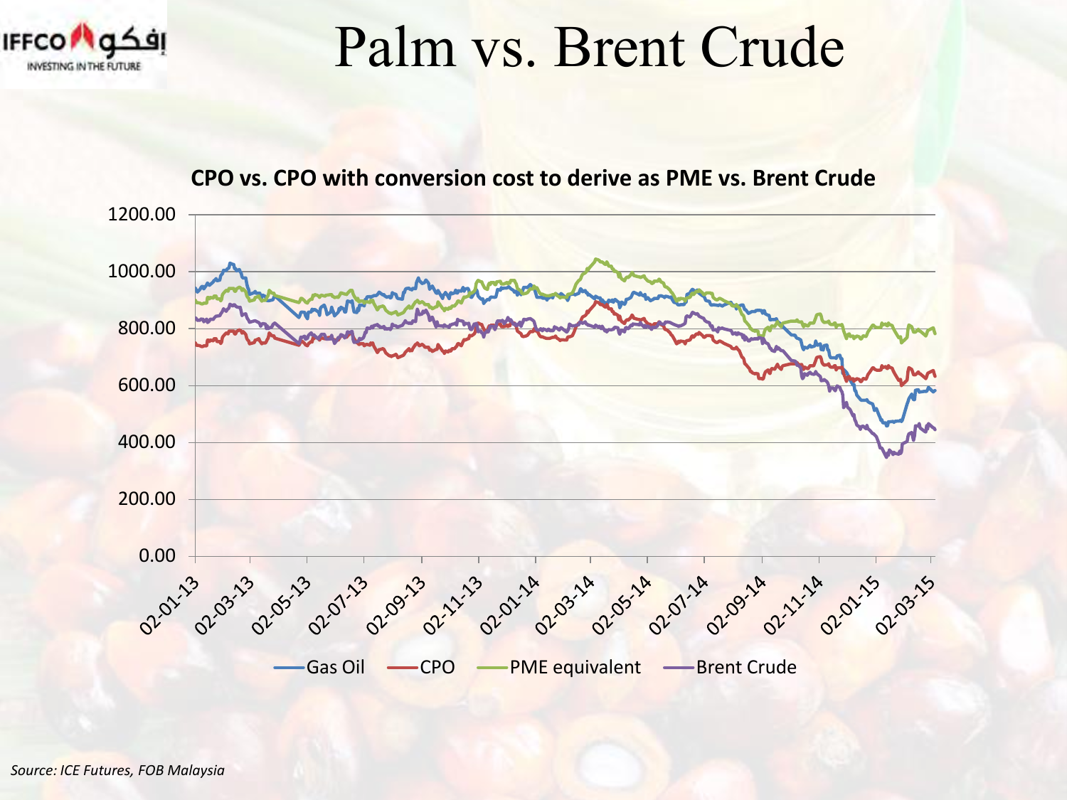# Palm vs. Brent Crude

**CPO vs. CPO with conversion cost to derive as PME vs. Brent Crude**

*Source: ICE Futures, FOB Malaysia*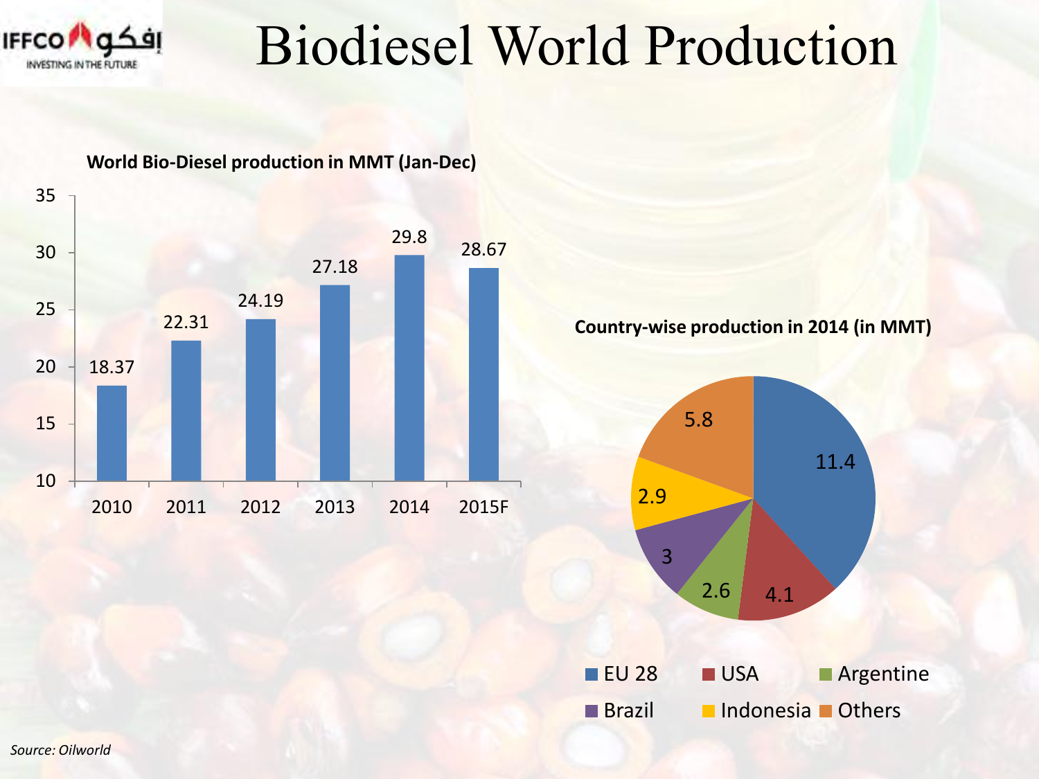# Biodiesel World Production

**World Bio-Diesel production in MMT (Jan-Dec)**

| Year | Production (MMT) |
|---|---|
| 2010 | 18.37 |
| 2011 | 22.31 |
| 2012 | 24.19 |
| 2013 | 27.18 |
| 2014 | 29.8 |
| 2015F | 28.67 |

**Country-wise production in 2014 (in MMT)**

| Country | Production (MMT) |
|---|---|
| EU 28 | 11.4 |
| USA | 4.1 |
| Argentine | 2.6 |
| Brazil | 3 |
| Indonesia | 2.9 |
| Others | 5.8 |

*Source: Oilworld*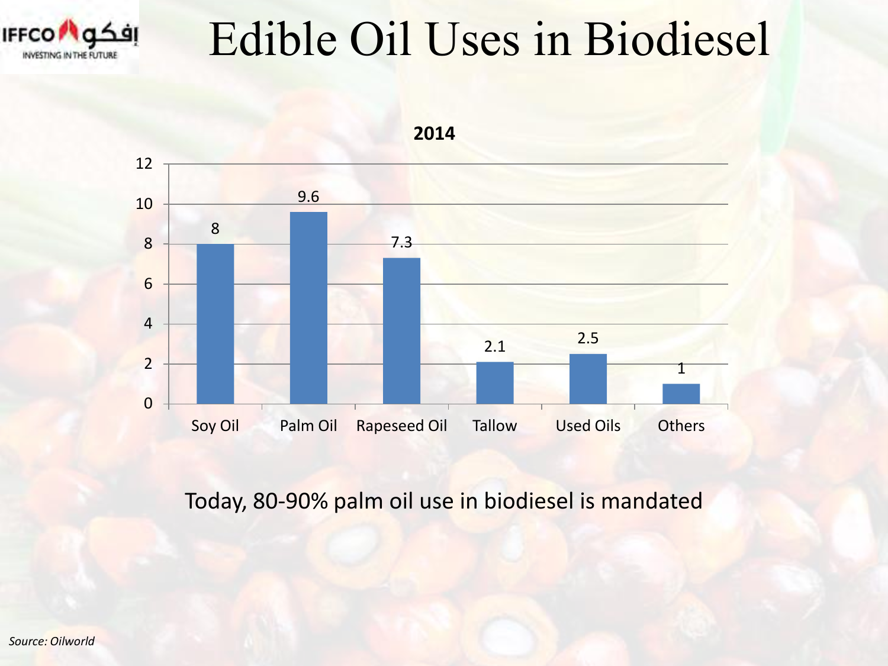# Edible Oil Uses in Biodiesel

**2014**

| | Soy Oil | Palm Oil | Rapeseed Oil | Tallow | Used Oils | Others |
|---|---|---|---|---|---|---|
| 2014 | 8 | 9.6 | 7.3 | 2.1 | 2.5 | 1 |

Today, 80-90% palm oil use in biodiesel is mandated

*Source: Oilworld*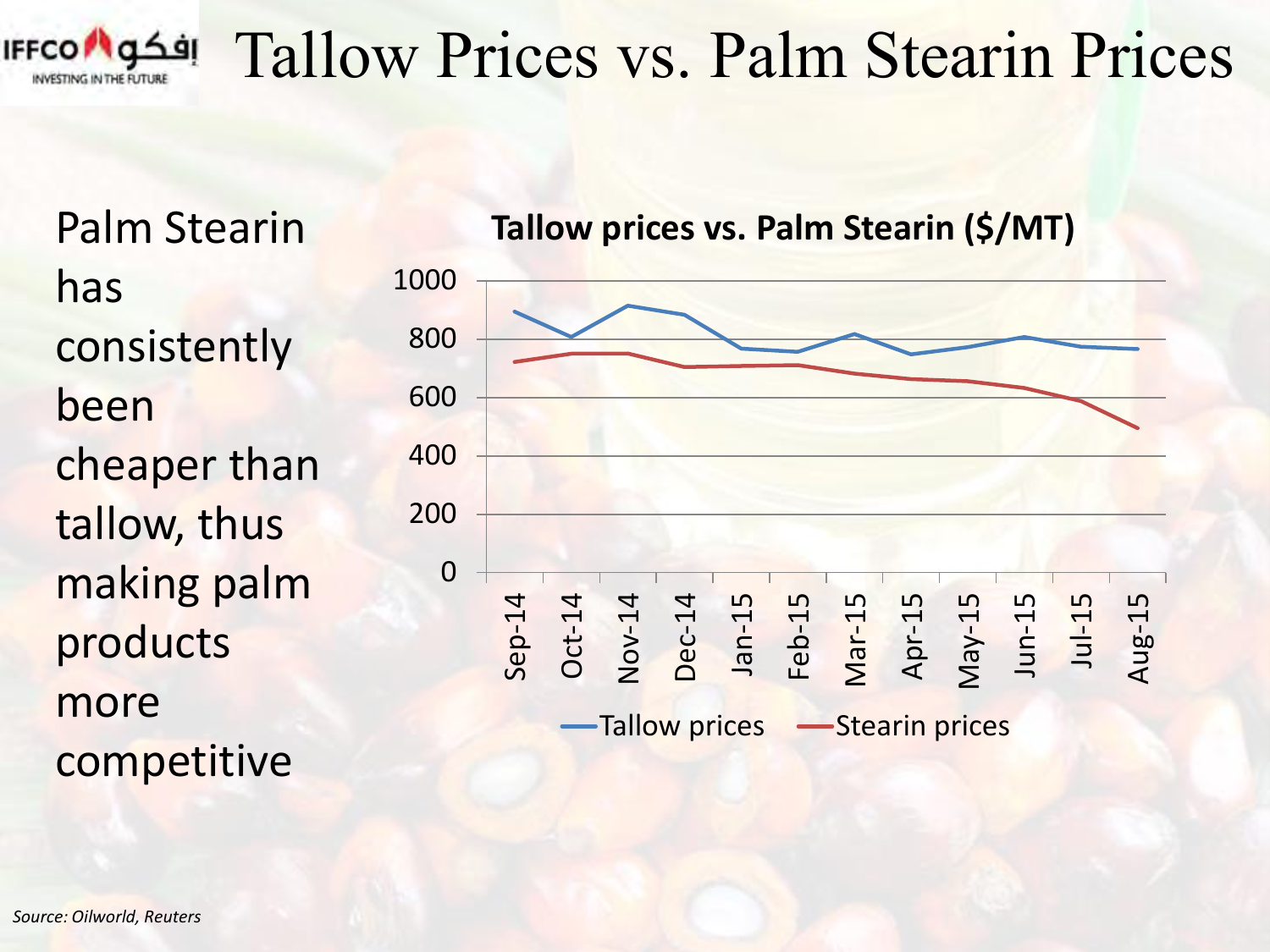# Tallow Prices vs. Palm Stearin Prices

Palm Stearin has consistently been cheaper than tallow, thus making palm products more competitive

**Tallow prices vs. Palm Stearin ($/MT)**

*Source: Oilworld, Reuters*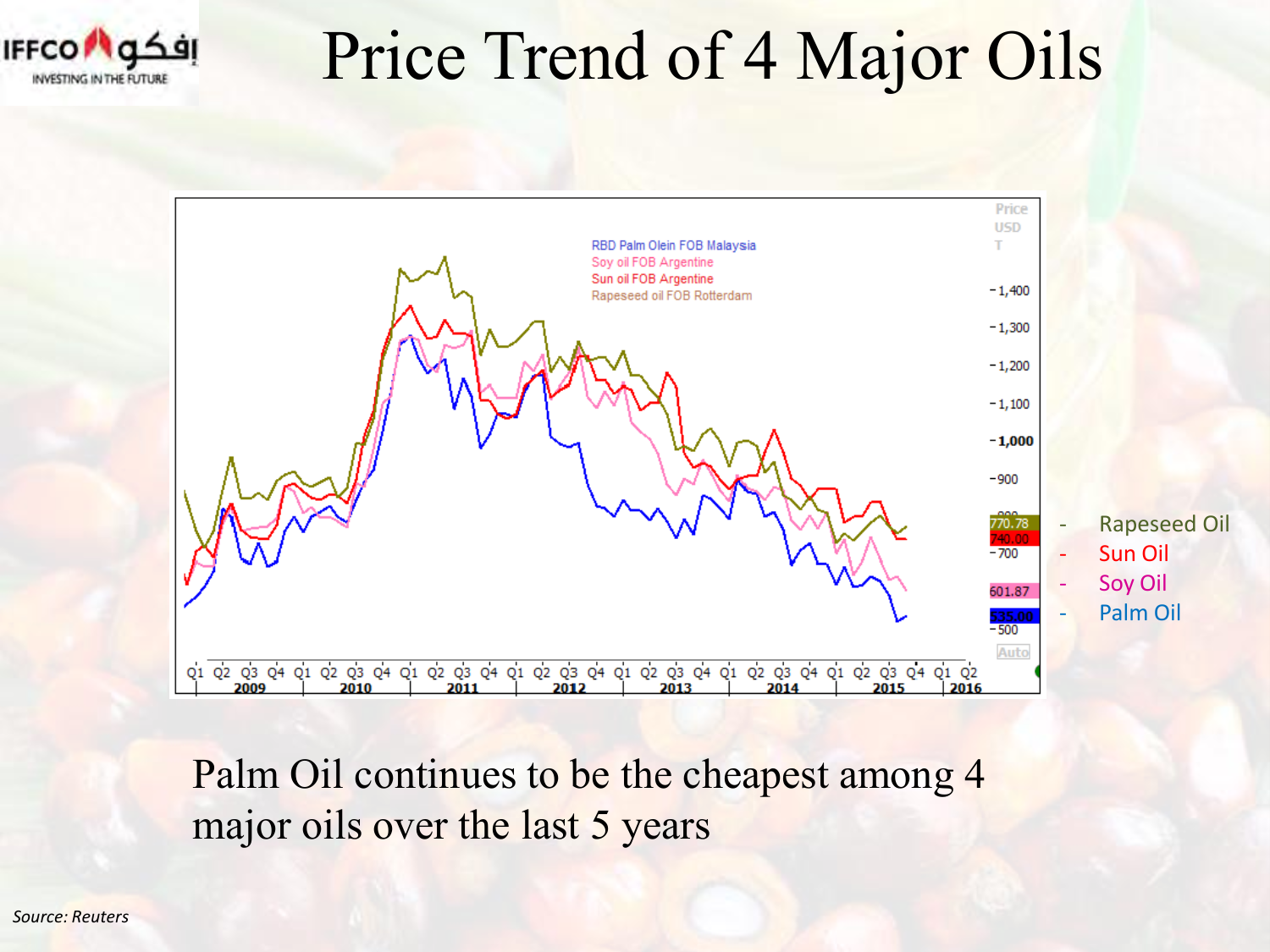# Price Trend of 4 Major Oils

RBD Palm Olein FOB Malaysia
Soy oil FOB Argentine
Sun oil FOB Argentine
Rapeseed oil FOB Rotterdam

- Rapeseed Oil
- Sun Oil
- Soy Oil
- Palm Oil

Palm Oil continues to be the cheapest among 4 major oils over the last 5 years

*Source: Reuters*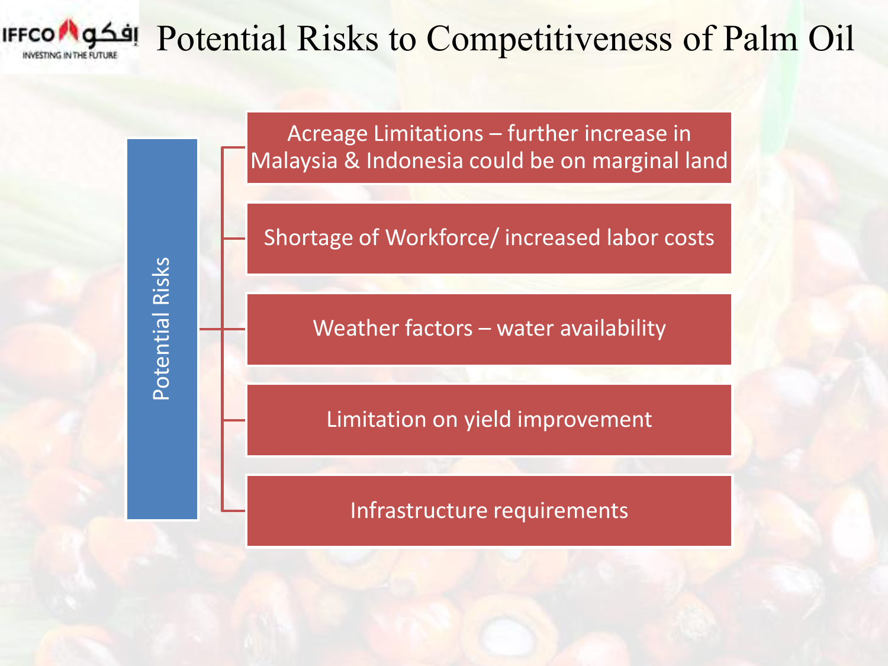# Potential Risks to Competitiveness of Palm Oil

**Potential Risks**

- Acreage Limitations – further increase in Malaysia & Indonesia could be on marginal land
- Shortage of Workforce/ increased labor costs
- Weather factors – water availability
- Limitation on yield improvement
- Infrastructure requirements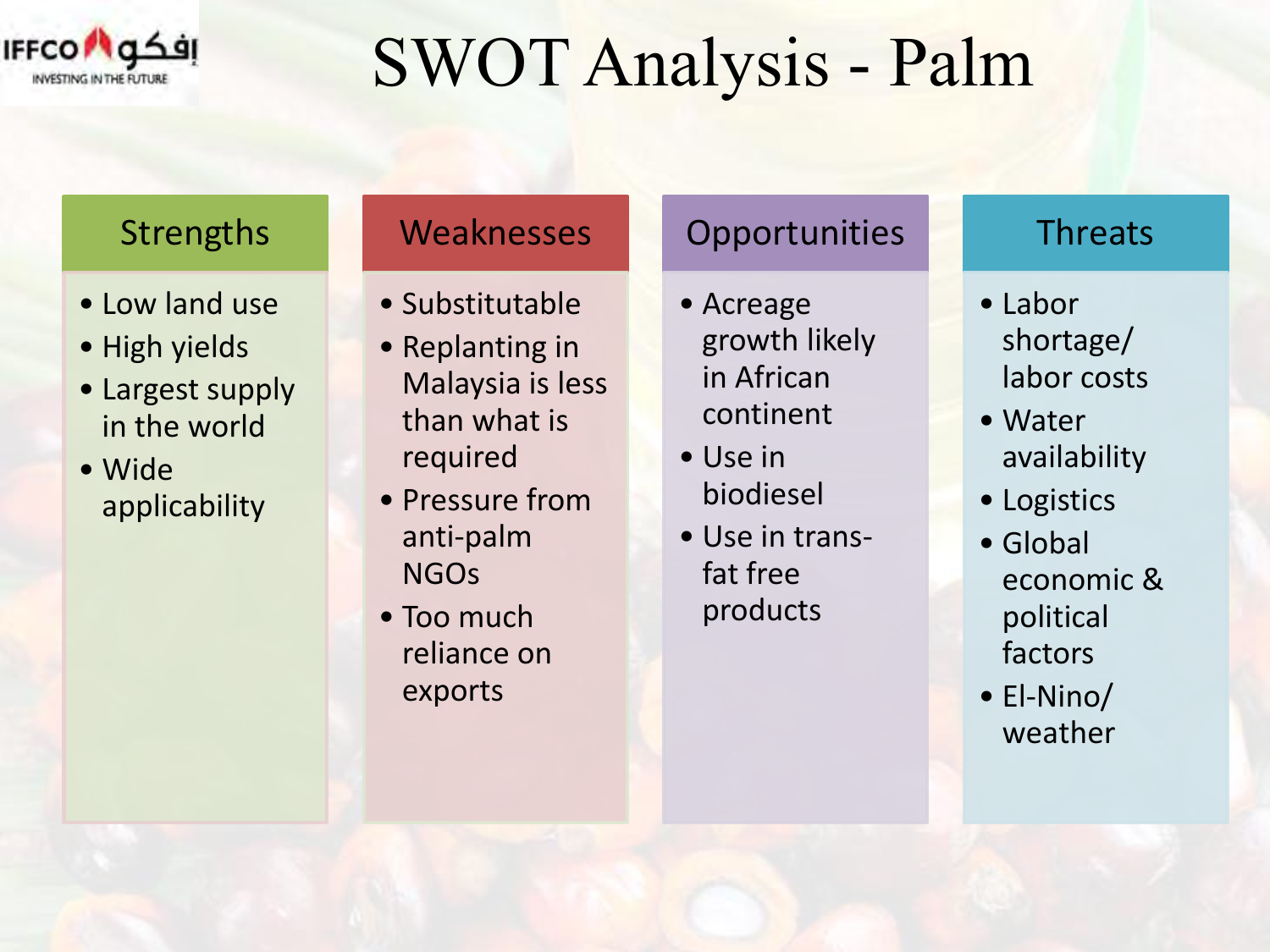# SWOT Analysis - Palm

## Strengths

- Low land use
- High yields
- Largest supply in the world
- Wide applicability

## Weaknesses

- Substitutable
- Replanting in Malaysia is less than what is required
- Pressure from anti-palm NGOs
- Too much reliance on exports

## Opportunities

- Acreage growth likely in African continent
- Use in biodiesel
- Use in trans-fat free products

## Threats

- Labor shortage/ labor costs
- Water availability
- Logistics
- Global economic & political factors
- El-Nino/ weather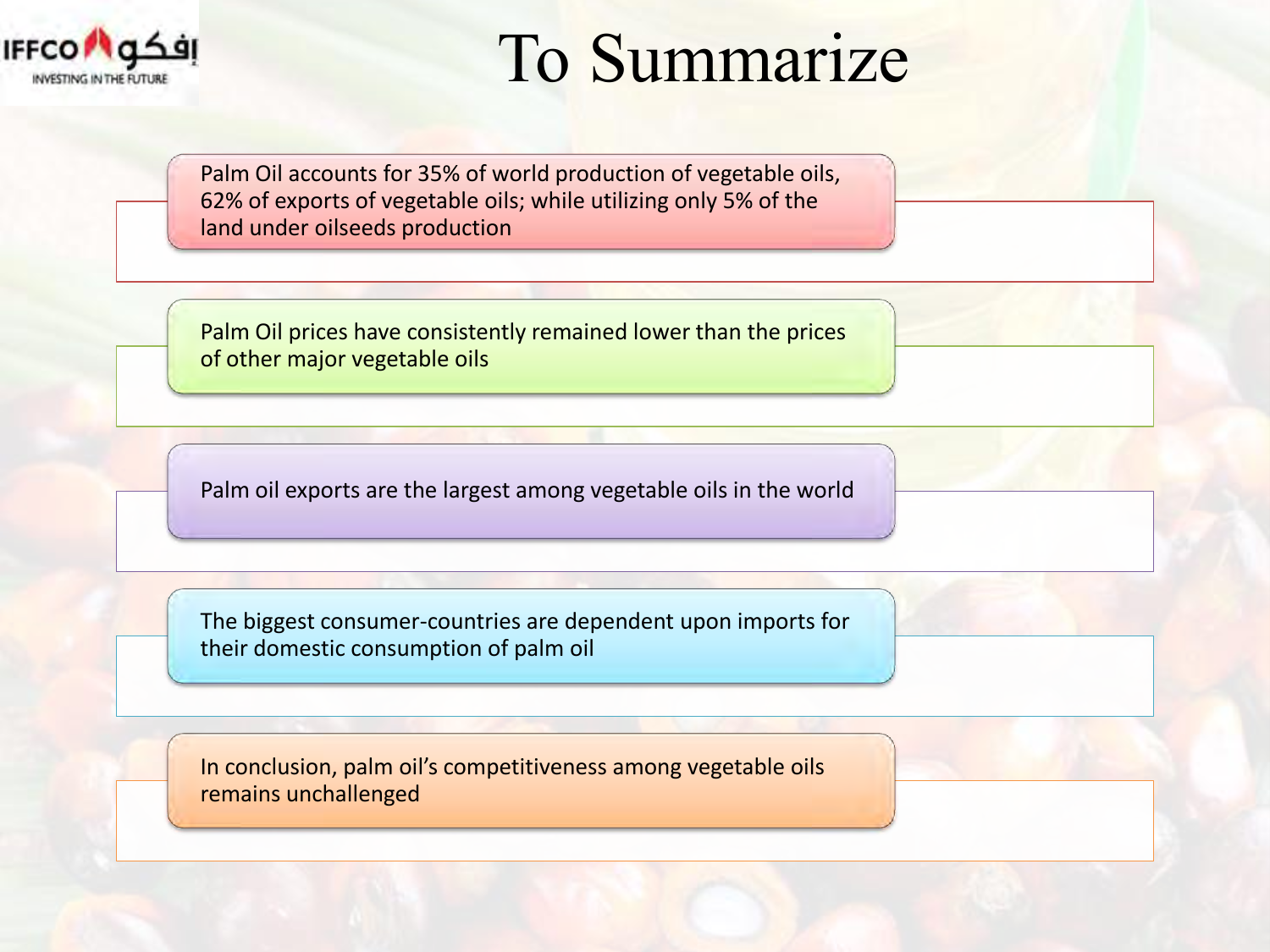# To Summarize

- Palm Oil accounts for 35% of world production of vegetable oils, 62% of exports of vegetable oils; while utilizing only 5% of the land under oilseeds production
- Palm Oil prices have consistently remained lower than the prices of other major vegetable oils
- Palm oil exports are the largest among vegetable oils in the world
- The biggest consumer-countries are dependent upon imports for their domestic consumption of palm oil
- In conclusion, palm oil's competitiveness among vegetable oils remains unchallenged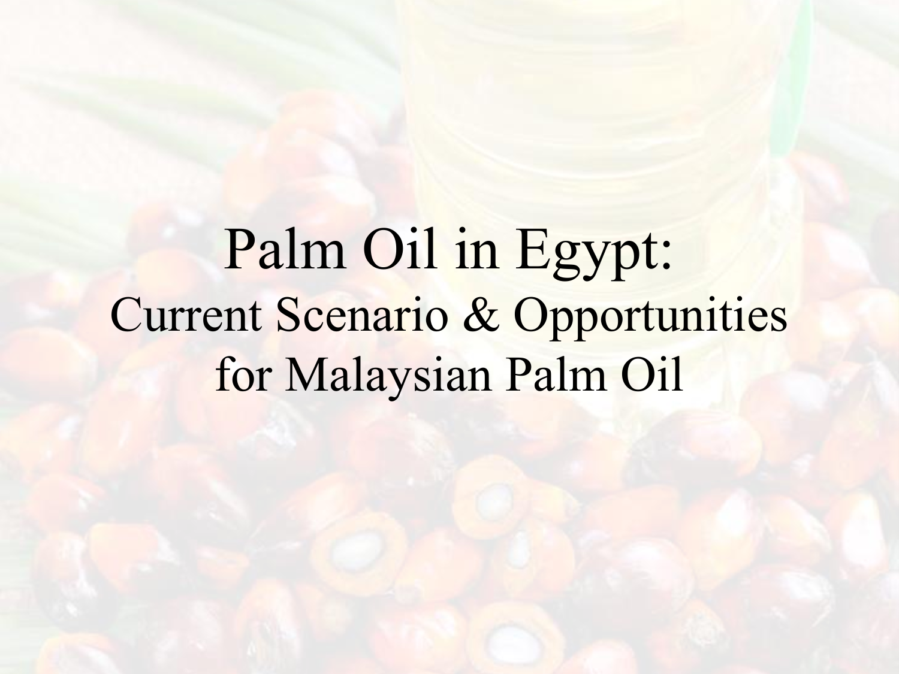# Palm Oil in Egypt:
## Current Scenario & Opportunities for Malaysian Palm Oil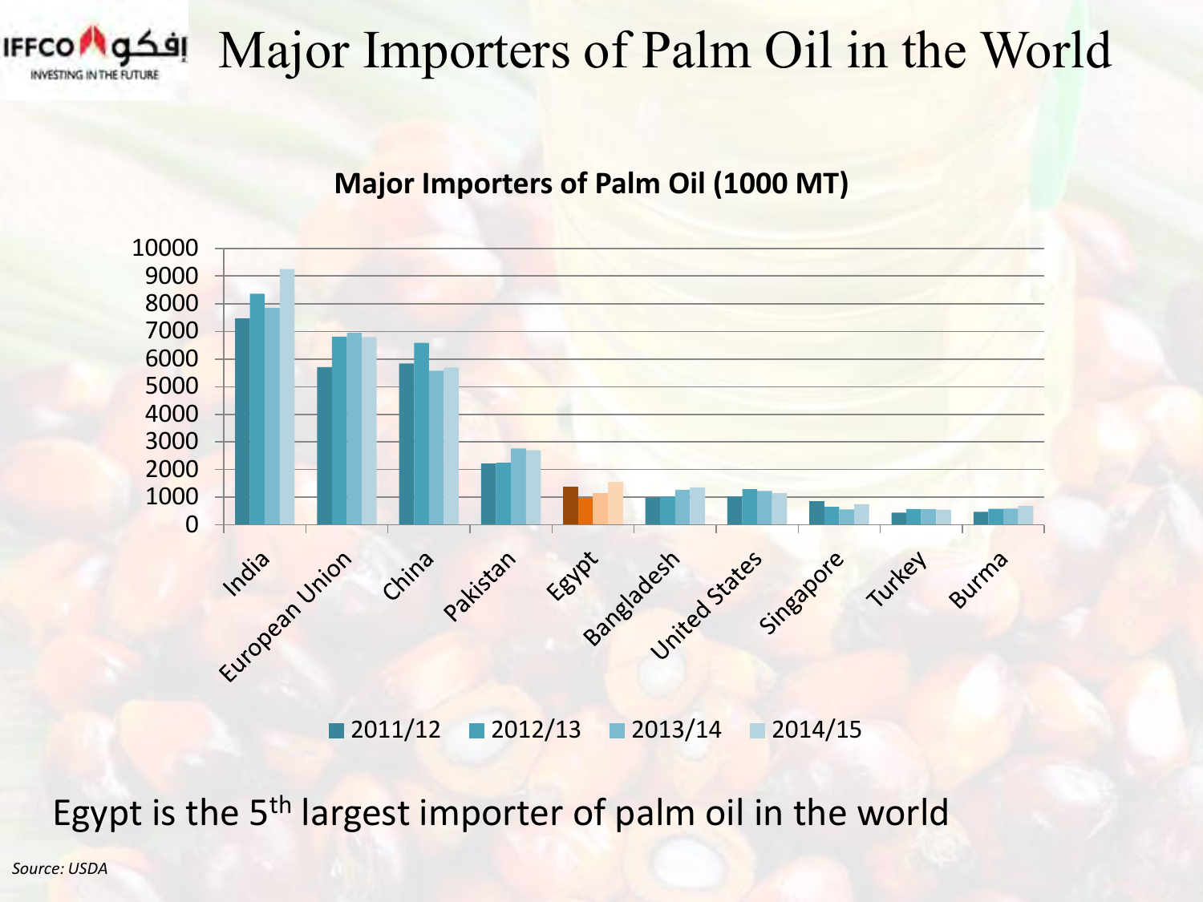# Major Importers of Palm Oil in the World

**Major Importers of Palm Oil (1000 MT)**

Legend: 2011/12, 2012/13, 2013/14, 2014/15

Countries: India, European Union, China, Pakistan, Egypt, Bangladesh, United States, Singapore, Turkey, Burma

Egypt is the 5th largest importer of palm oil in the world

*Source: USDA*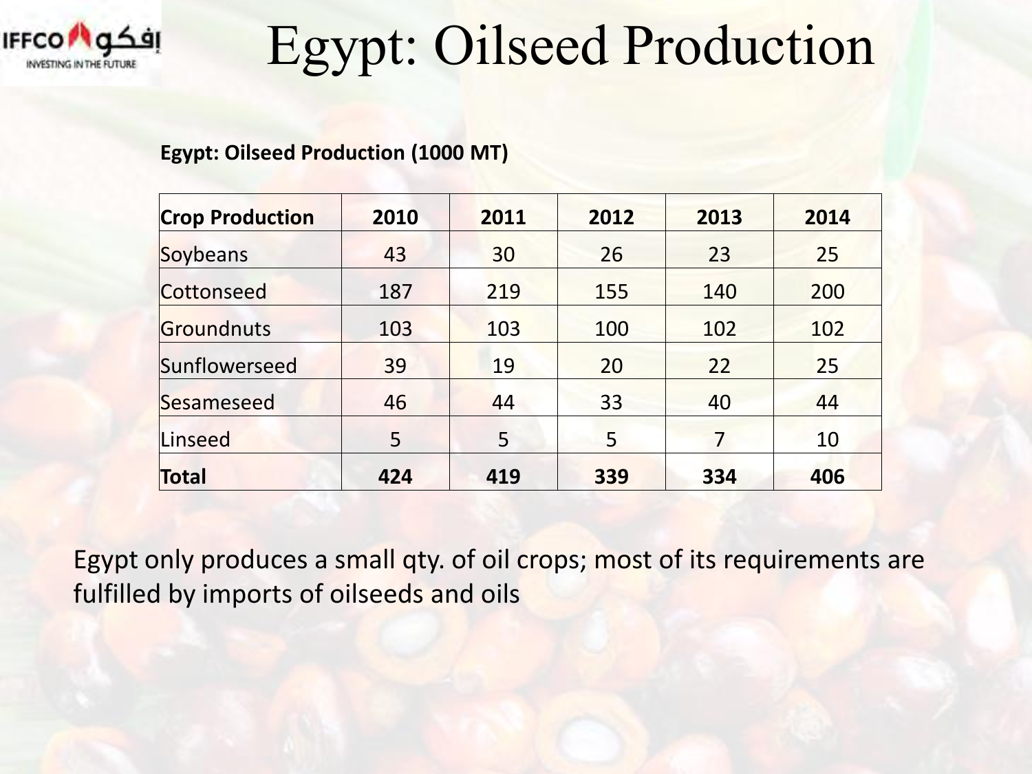# Egypt: Oilseed Production

**Egypt: Oilseed Production (1000 MT)**

| **Crop Production** | **2010** | **2011** | **2012** | **2013** | **2014** |
|---|---|---|---|---|---|
| Soybeans | 43 | 30 | 26 | 23 | 25 |
| Cottonseed | 187 | 219 | 155 | 140 | 200 |
| Groundnuts | 103 | 103 | 100 | 102 | 102 |
| Sunflowerseed | 39 | 19 | 20 | 22 | 25 |
| Sesameseed | 46 | 44 | 33 | 40 | 44 |
| Linseed | 5 | 5 | 5 | 7 | 10 |
| **Total** | **424** | **419** | **339** | **334** | **406** |

Egypt only produces a small qty. of oil crops; most of its requirements are fulfilled by imports of oilseeds and oils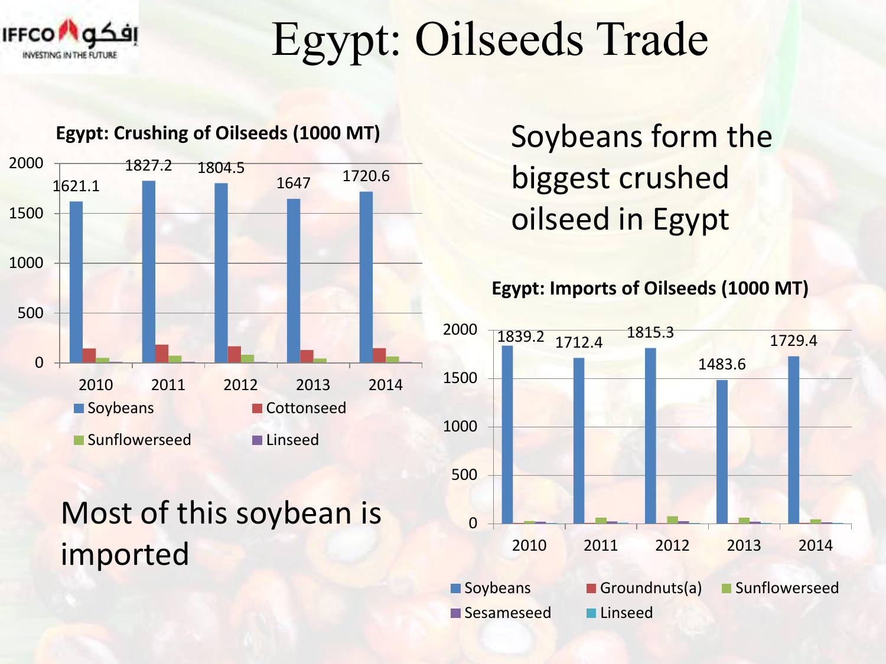# Egypt: Oilseeds Trade

**Egypt: Crushing of Oilseeds (1000 MT)**

| Year | Soybeans |
|---|---|
| 2010 | 1621.1 |
| 2011 | 1827.2 |
| 2012 | 1804.5 |
| 2013 | 1647 |
| 2014 | 1720.6 |

Legend: Soybeans, Cottonseed, Sunflowerseed, Linseed

Soybeans form the biggest crushed oilseed in Egypt

**Egypt: Imports of Oilseeds (1000 MT)**

| Year | Soybeans |
|---|---|
| 2010 | 1839.2 |
| 2011 | 1712.4 |
| 2012 | 1815.3 |
| 2013 | 1483.6 |
| 2014 | 1729.4 |

Legend: Soybeans, Groundnuts(a), Sunflowerseed, Sesameseed, Linseed

Most of this soybean is imported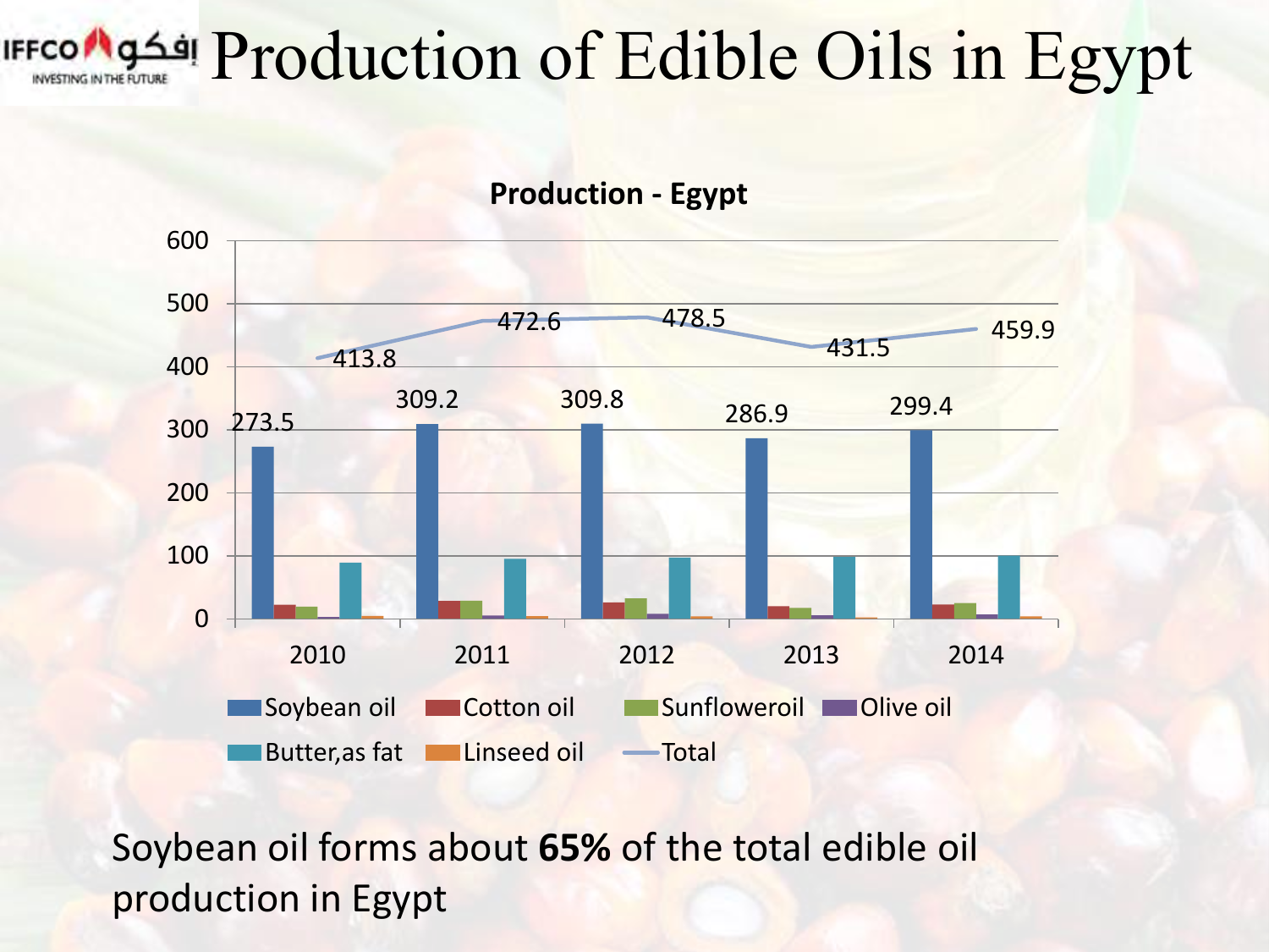# Production of Edible Oils in Egypt

**Production - Egypt**

| Year | Soybean oil | Total |
|---|---|---|
| 2010 | 273.5 | 413.8 |
| 2011 | 309.2 | 472.6 |
| 2012 | 309.8 | 478.5 |
| 2013 | 286.9 | 431.5 |
| 2014 | 299.4 | 459.9 |

Legend: Soybean oil, Cotton oil, Sunfloweroil, Olive oil, Butter,as fat, Linseed oil, Total

Soybean oil forms about **65%** of the total edible oil production in Egypt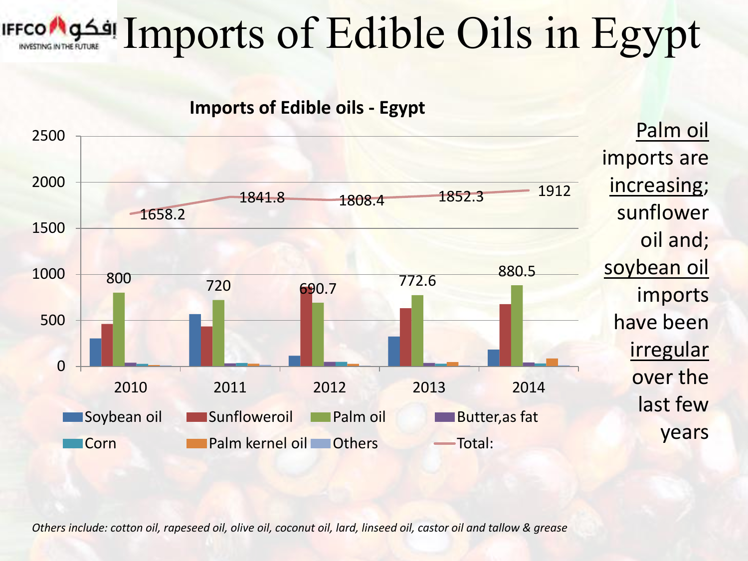# Imports of Edible Oils in Egypt

**Imports of Edible oils - Egypt**

| Year | Palm oil | Total: |
|---|---|---|
| 2010 | 800 | 1658.2 |
| 2011 | 720 | 1841.8 |
| 2012 | 690.7 | 1808.4 |
| 2013 | 772.6 | 1852.3 |
| 2014 | 880.5 | 1912 |

Legend: Soybean oil, Sunfloweroil, Palm oil, Butter,as fat, Corn, Palm kernel oil, Others, Total:

Palm oil imports are increasing; sunflower oil and; soybean oil imports have been irregular over the last few years

*Others include: cotton oil, rapeseed oil, olive oil, coconut oil, lard, linseed oil, castor oil and tallow & grease*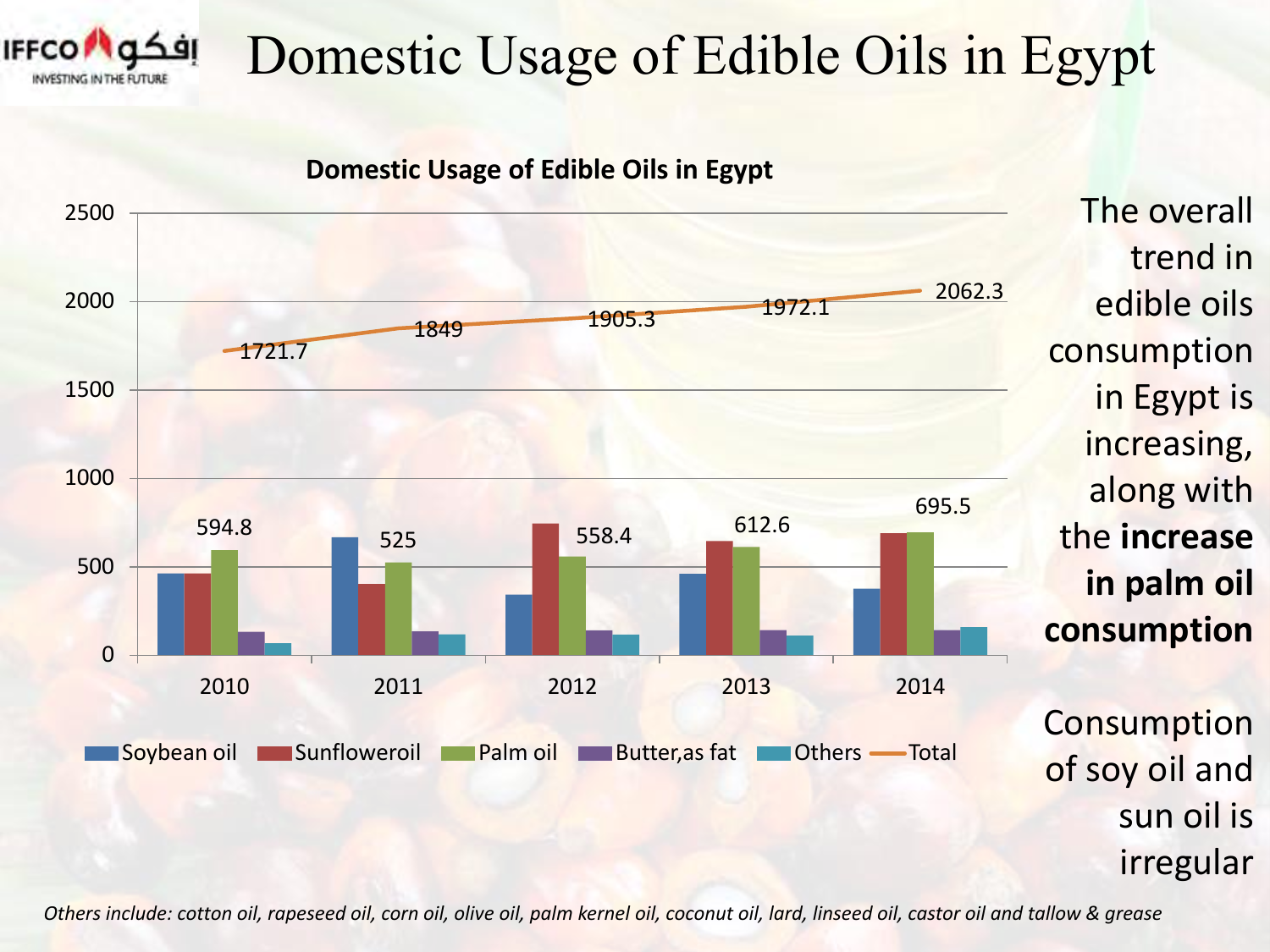# Domestic Usage of Edible Oils in Egypt

**Domestic Usage of Edible Oils in Egypt**

| Year | Palm oil | Total |
|---|---|---|
| 2010 | 594.8 | 1721.7 |
| 2011 | 525 | 1849 |
| 2012 | 558.4 | 1905.3 |
| 2013 | 612.6 | 1972.1 |
| 2014 | 695.5 | 2062.3 |

Soybean oil | Sunfloweroil | Palm oil | Butter,as fat | Others | Total

The overall trend in edible oils consumption in Egypt is increasing, along with the **increase in palm oil consumption**

Consumption of soy oil and sun oil is irregular

*Others include: cotton oil, rapeseed oil, corn oil, olive oil, palm kernel oil, coconut oil, lard, linseed oil, castor oil and tallow & grease*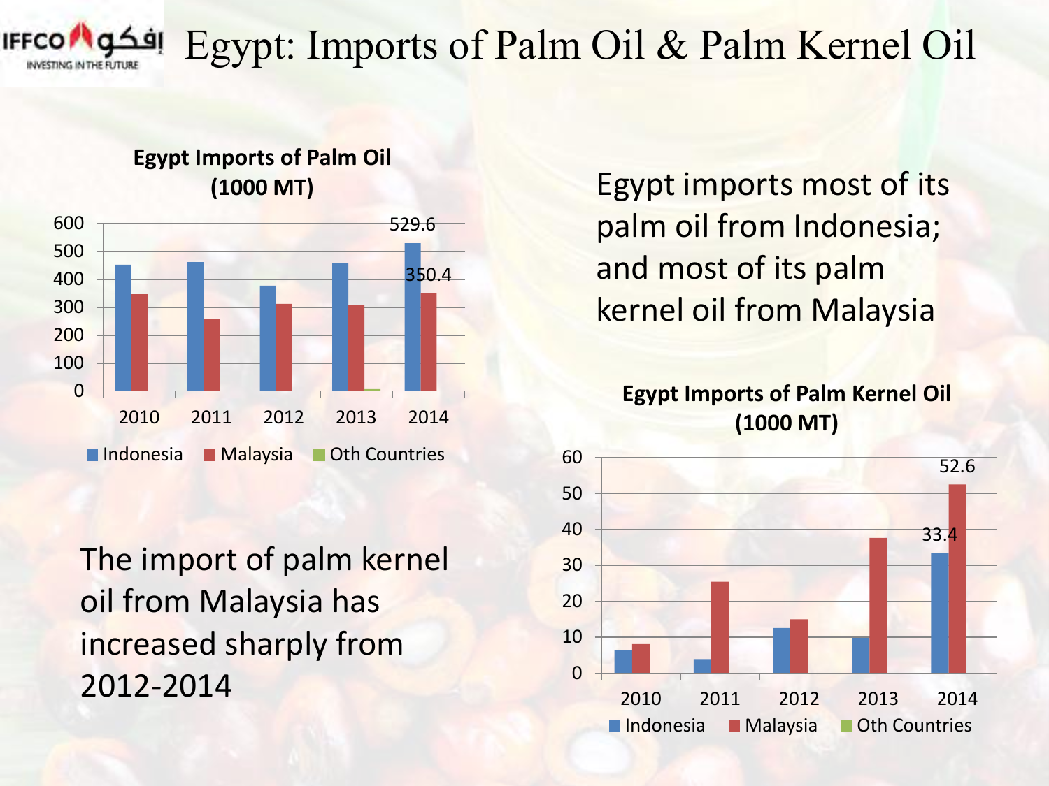# Egypt: Imports of Palm Oil & Palm Kernel Oil

**Egypt Imports of Palm Oil (1000 MT)**

Indonesia | Malaysia | Oth Countries

2014: 529.6 (Indonesia), 350.4 (Malaysia)

Egypt imports most of its palm oil from Indonesia; and most of its palm kernel oil from Malaysia

**Egypt Imports of Palm Kernel Oil (1000 MT)**

Indonesia | Malaysia | Oth Countries

2014: 33.4 (Indonesia), 52.6 (Malaysia)

The import of palm kernel oil from Malaysia has increased sharply from 2012-2014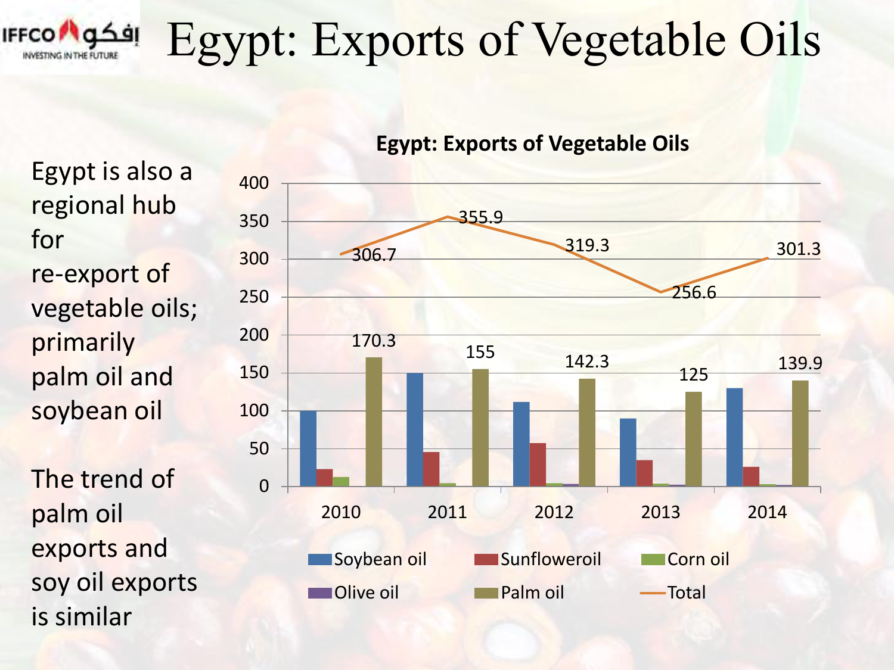# Egypt: Exports of Vegetable Oils

Egypt is also a regional hub for re-export of vegetable oils; primarily palm oil and soybean oil

The trend of palm oil exports and soy oil exports is similar

**Egypt: Exports of Vegetable Oils**

| Year | Palm oil | Total |
|---|---|---|
| 2010 | 170.3 | 306.7 |
| 2011 | 155 | 355.9 |
| 2012 | 142.3 | 319.3 |
| 2013 | 125 | 256.6 |
| 2014 | 139.9 | 301.3 |

Legend: Soybean oil, Sunfloweroil, Corn oil, Olive oil, Palm oil, Total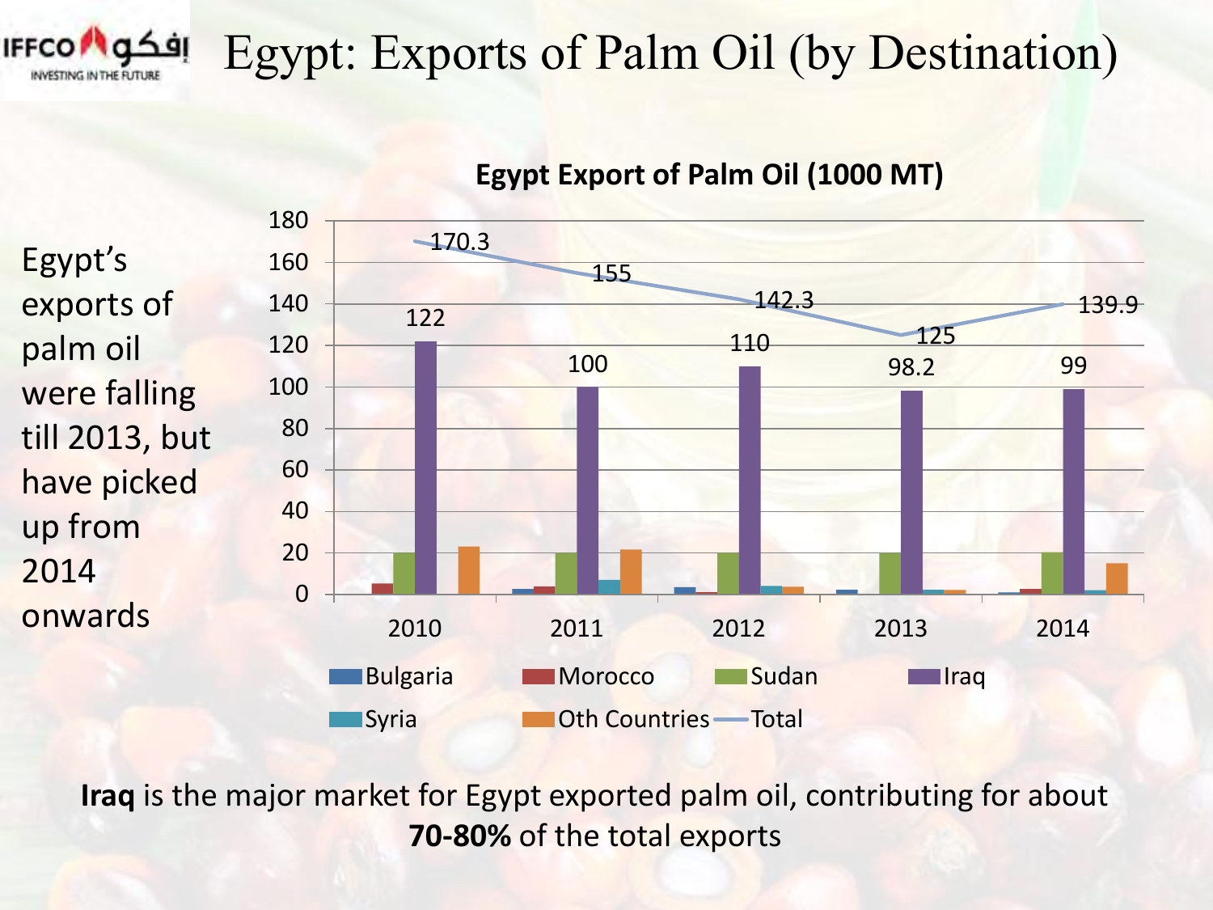# Egypt: Exports of Palm Oil (by Destination)

**Egypt Export of Palm Oil (1000 MT)**

| Year | Iraq | Total |
|---|---|---|
| 2010 | 122 | 170.3 |
| 2011 | 100 | 155 |
| 2012 | 110 | 142.3 |
| 2013 | 98.2 | 125 |
| 2014 | 99 | 139.9 |

Legend: Bulgaria, Morocco, Sudan, Iraq, Syria, Oth Countries, Total

Egypt's exports of palm oil were falling till 2013, but have picked up from 2014 onwards

**Iraq** is the major market for Egypt exported palm oil, contributing for about **70-80%** of the total exports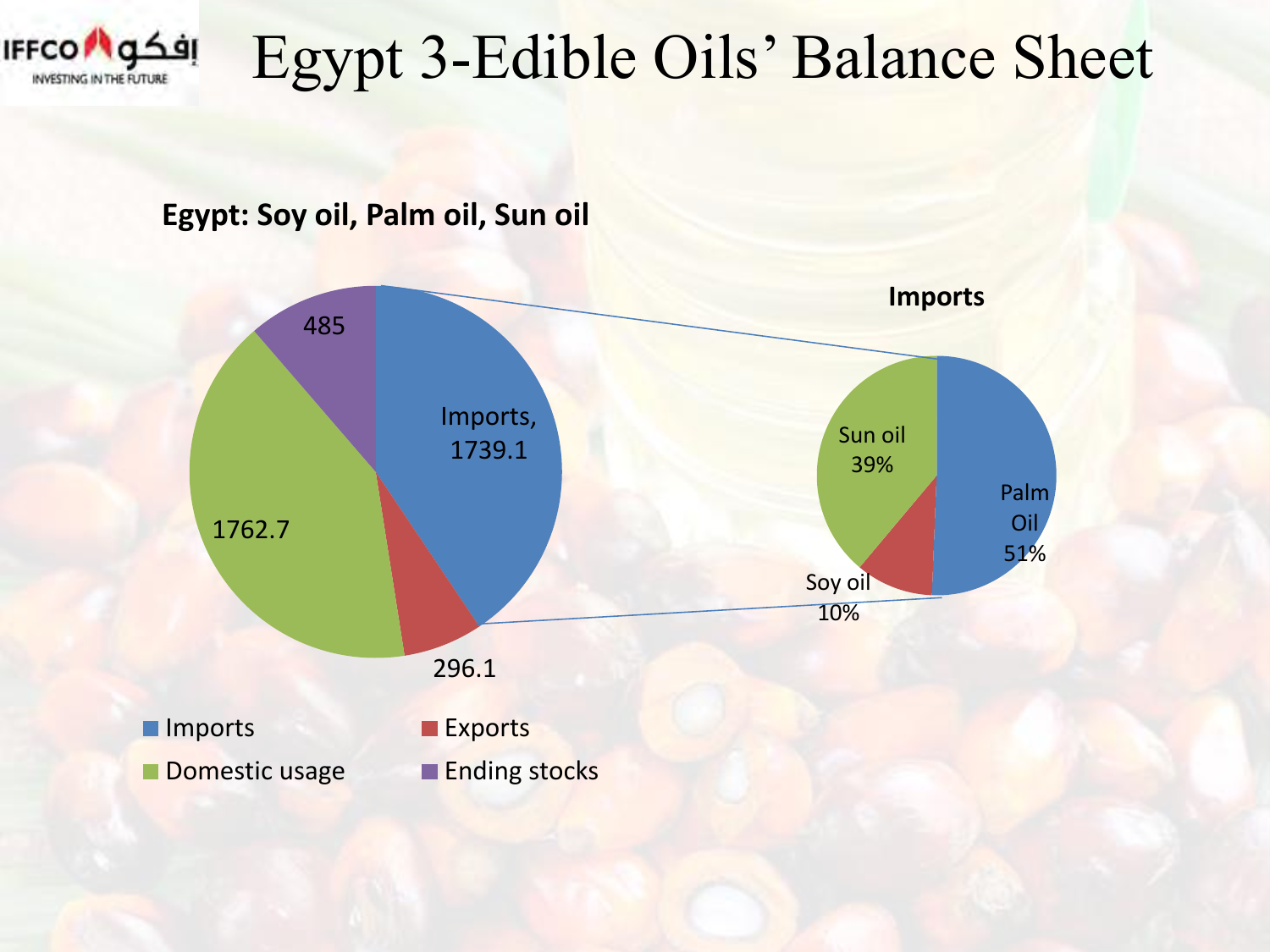# Egypt 3-Edible Oils' Balance Sheet

**Egypt: Soy oil, Palm oil, Sun oil**

| Category | Value |
| --- | --- |
| Imports | 1739.1 |
| Exports | 296.1 |
| Domestic usage | 1762.7 |
| Ending stocks | 485 |

**Imports**

| Oil | Share |
| --- | --- |
| Palm Oil | 51% |
| Sun oil | 39% |
| Soy oil | 10% |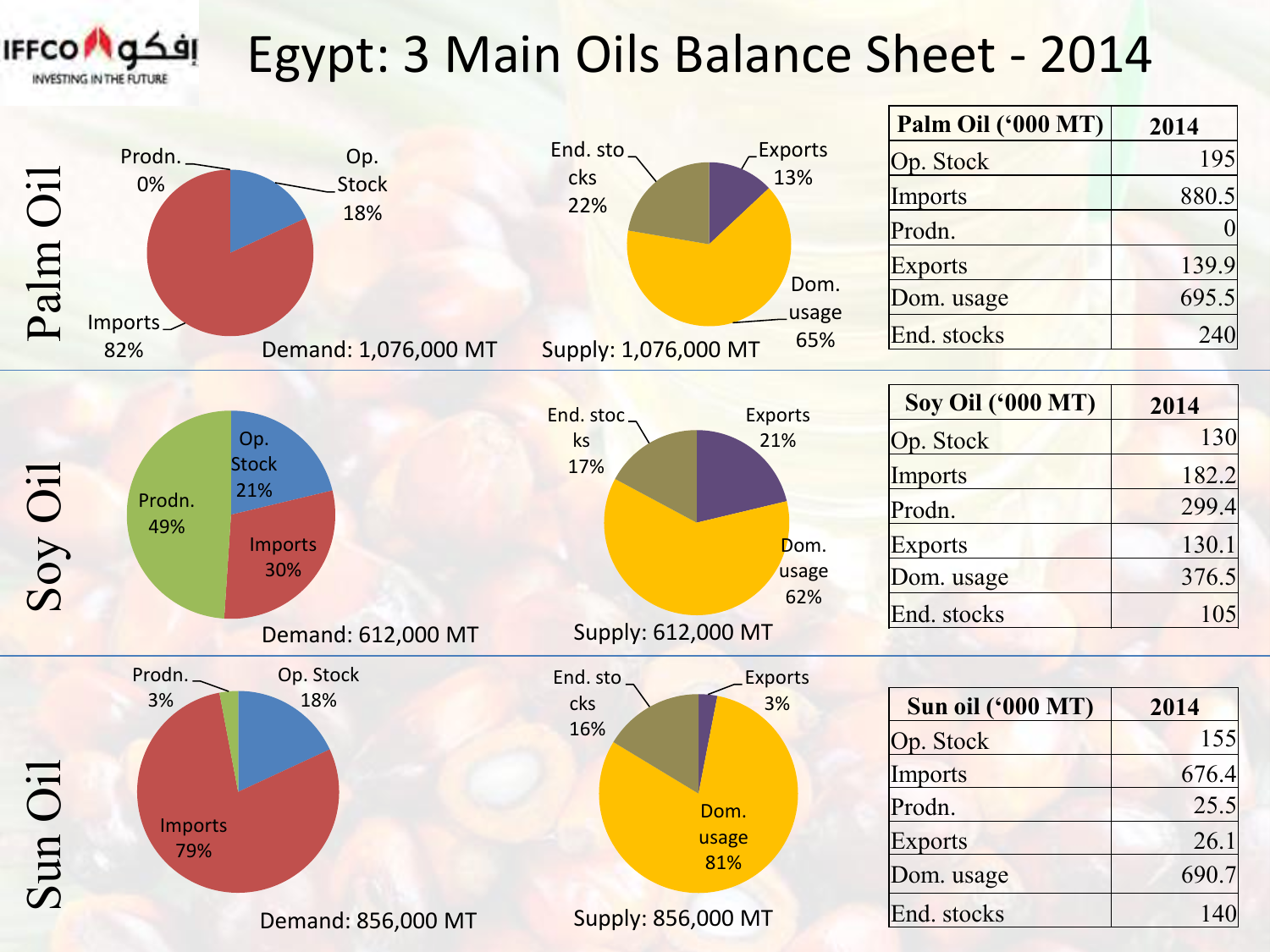# Egypt: 3 Main Oils Balance Sheet - 2014

## Palm Oil

Prodn. 0%, Op. Stock 18%, Imports 82%

Demand: 1,076,000 MT

End. stocks 22%, Exports 13%, Dom. usage 65%

Supply: 1,076,000 MT

| Palm Oil ('000 MT) | 2014 |
|---|---|
| Op. Stock | 195 |
| Imports | 880.5 |
| Prodn. | 0 |
| Exports | 139.9 |
| Dom. usage | 695.5 |
| End. stocks | 240 |

## Soy Oil

Op. Stock 21%, Prodn. 49%, Imports 30%

Demand: 612,000 MT

End. stocks 17%, Exports 21%, Dom. usage 62%

Supply: 612,000 MT

| Soy Oil ('000 MT) | 2014 |
|---|---|
| Op. Stock | 130 |
| Imports | 182.2 |
| Prodn. | 299.4 |
| Exports | 130.1 |
| Dom. usage | 376.5 |
| End. stocks | 105 |

## Sun Oil

Prodn. 3%, Op. Stock 18%, Imports 79%

Demand: 856,000 MT

End. stocks 16%, Exports 3%, Dom. usage 81%

Supply: 856,000 MT

| Sun oil ('000 MT) | 2014 |
|---|---|
| Op. Stock | 155 |
| Imports | 676.4 |
| Prodn. | 25.5 |
| Exports | 26.1 |
| Dom. usage | 690.7 |
| End. stocks | 140 |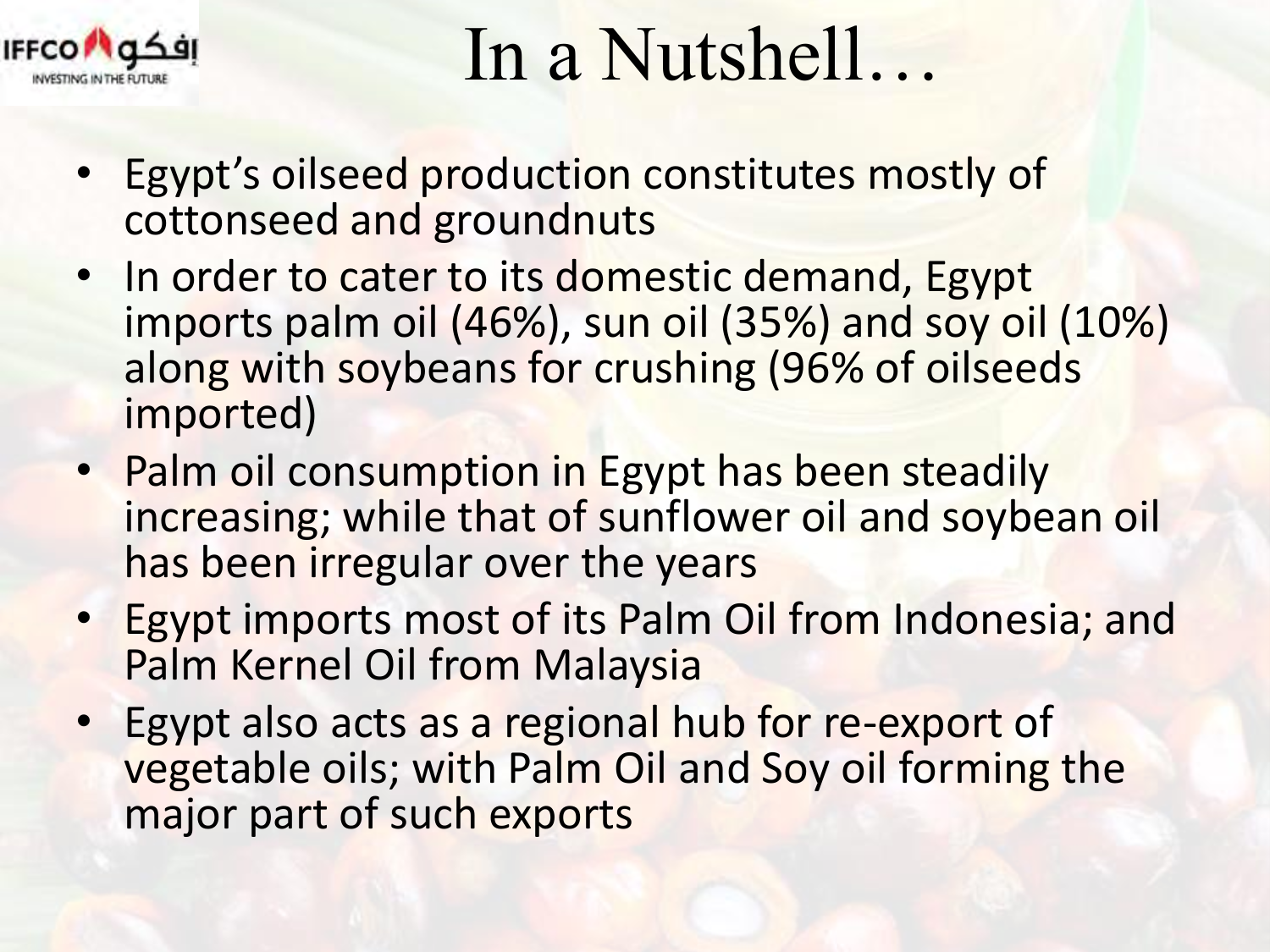# In a Nutshell…

- Egypt's oilseed production constitutes mostly of cottonseed and groundnuts
- In order to cater to its domestic demand, Egypt imports palm oil (46%), sun oil (35%) and soy oil (10%) along with soybeans for crushing (96% of oilseeds imported)
- Palm oil consumption in Egypt has been steadily increasing; while that of sunflower oil and soybean oil has been irregular over the years
- Egypt imports most of its Palm Oil from Indonesia; and Palm Kernel Oil from Malaysia
- Egypt also acts as a regional hub for re-export of vegetable oils; with Palm Oil and Soy oil forming the major part of such exports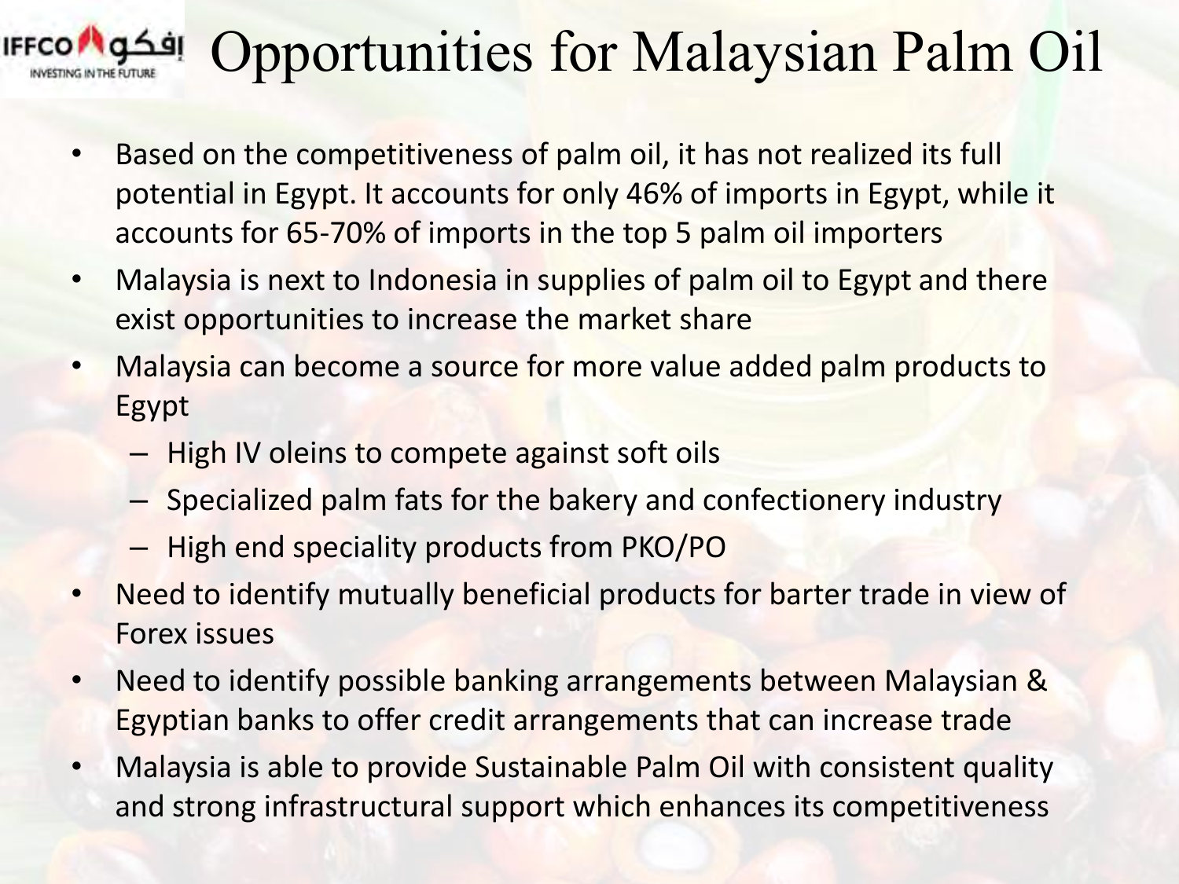# Opportunities for Malaysian Palm Oil

- Based on the competitiveness of palm oil, it has not realized its full potential in Egypt. It accounts for only 46% of imports in Egypt, while it accounts for 65-70% of imports in the top 5 palm oil importers
- Malaysia is next to Indonesia in supplies of palm oil to Egypt and there exist opportunities to increase the market share
- Malaysia can become a source for more value added palm products to Egypt
  - High IV oleins to compete against soft oils
  - Specialized palm fats for the bakery and confectionery industry
  - High end speciality products from PKO/PO
- Need to identify mutually beneficial products for barter trade in view of Forex issues
- Need to identify possible banking arrangements between Malaysian & Egyptian banks to offer credit arrangements that can increase trade
- Malaysia is able to provide Sustainable Palm Oil with consistent quality and strong infrastructural support which enhances its competitiveness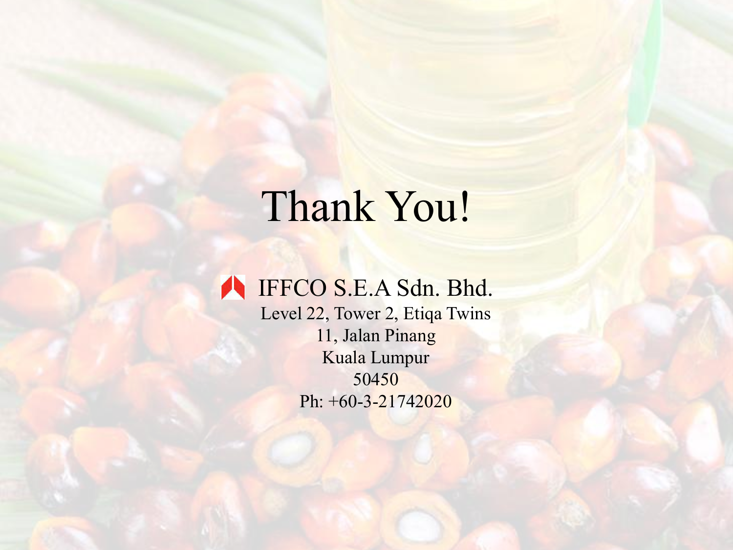# Thank You!

IFFCO S.E.A Sdn. Bhd.
Level 22, Tower 2, Etiqa Twins
11, Jalan Pinang
Kuala Lumpur
50450
Ph: +60-3-21742020